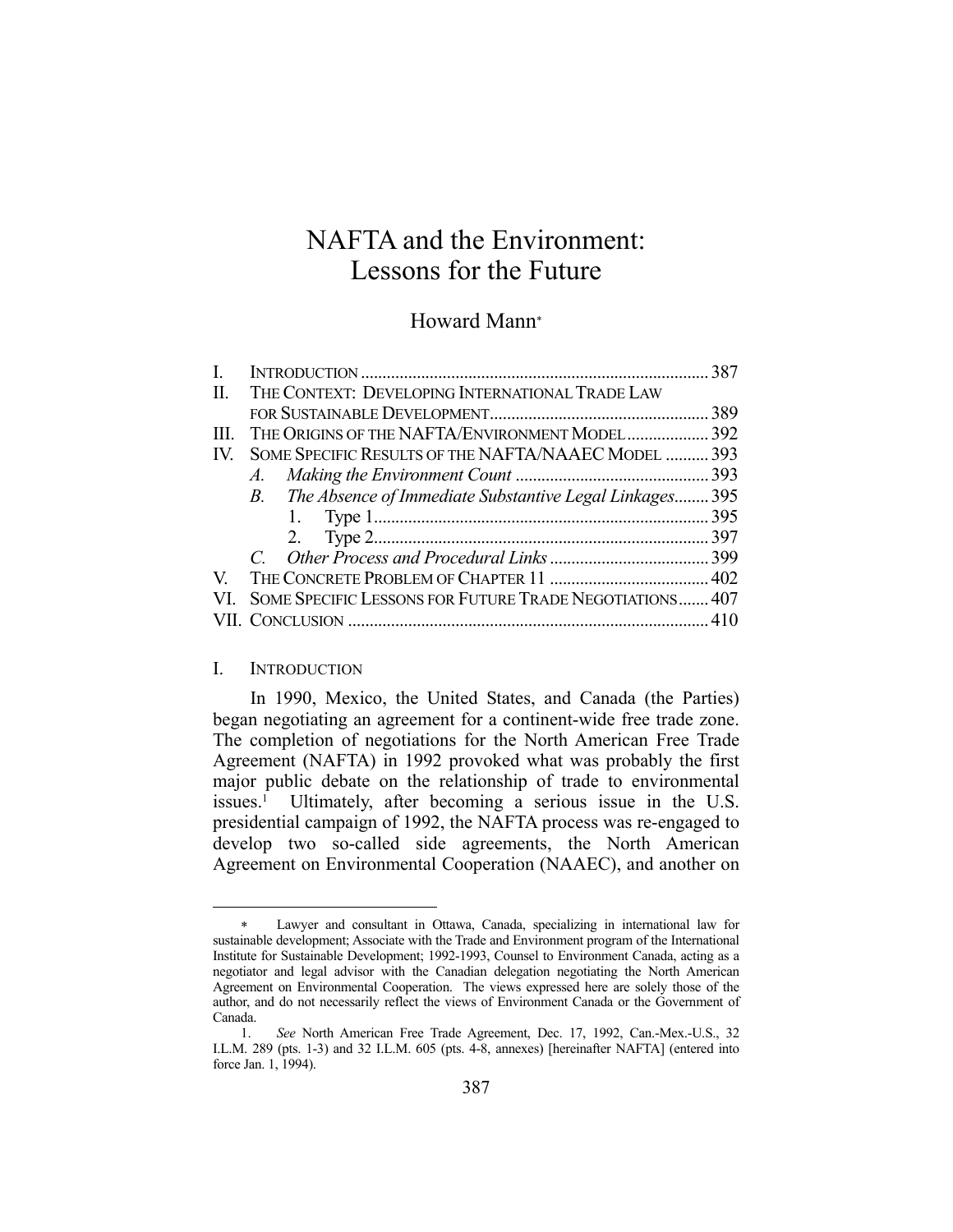# NAFTA and the Environment: Lessons for the Future

Howard Mann*

| | | |
|---|---|---|
| I. | INTRODUCTION | 387 |
| II. | THE CONTEXT: DEVELOPING INTERNATIONAL TRADE LAW FOR SUSTAINABLE DEVELOPMENT | 389 |
| III. | THE ORIGINS OF THE NAFTA/ENVIRONMENT MODEL | 392 |
| IV. | SOME SPECIFIC RESULTS OF THE NAFTA/NAAEC MODEL | 393 |
| | *A. Making the Environment Count* | 393 |
| | *B. The Absence of Immediate Substantive Legal Linkages* | 395 |
| | 1. Type 1 | 395 |
| | 2. Type 2 | 397 |
| | *C. Other Process and Procedural Links* | 399 |
| V. | THE CONCRETE PROBLEM OF CHAPTER 11 | 402 |
| VI. | SOME SPECIFIC LESSONS FOR FUTURE TRADE NEGOTIATIONS | 407 |
| VII. | CONCLUSION | 410 |

## I. INTRODUCTION

In 1990, Mexico, the United States, and Canada (the Parties) began negotiating an agreement for a continent-wide free trade zone. The completion of negotiations for the North American Free Trade Agreement (NAFTA) in 1992 provoked what was probably the first major public debate on the relationship of trade to environmental issues.[1] Ultimately, after becoming a serious issue in the U.S. presidential campaign of 1992, the NAFTA process was re-engaged to develop two so-called side agreements, the North American Agreement on Environmental Cooperation (NAAEC), and another on

---

\* Lawyer and consultant in Ottawa, Canada, specializing in international law for sustainable development; Associate with the Trade and Environment program of the International Institute for Sustainable Development; 1992-1993, Counsel to Environment Canada, acting as a negotiator and legal advisor with the Canadian delegation negotiating the North American Agreement on Environmental Cooperation. The views expressed here are solely those of the author, and do not necessarily reflect the views of Environment Canada or the Government of Canada.

1. *See* North American Free Trade Agreement, Dec. 17, 1992, Can.-Mex.-U.S., 32 I.L.M. 289 (pts. 1-3) and 32 I.L.M. 605 (pts. 4-8, annexes) [hereinafter NAFTA] (entered into force Jan. 1, 1994).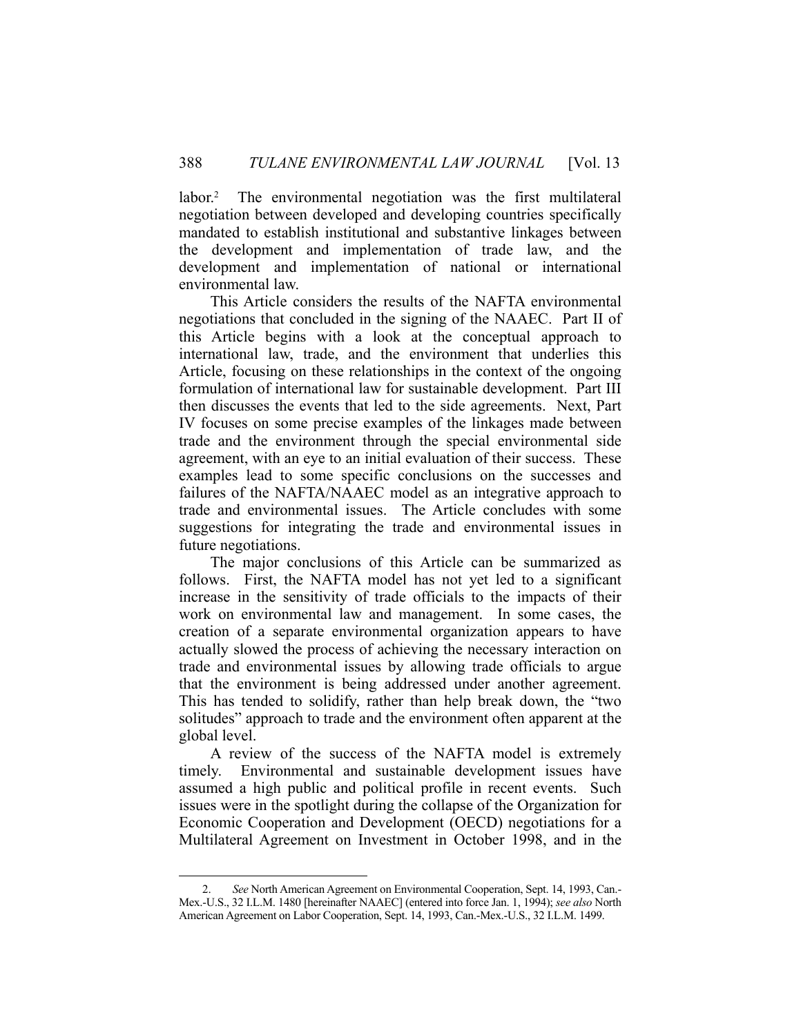labor.[2] The environmental negotiation was the first multilateral negotiation between developed and developing countries specifically mandated to establish institutional and substantive linkages between the development and implementation of trade law, and the development and implementation of national or international environmental law.

This Article considers the results of the NAFTA environmental negotiations that concluded in the signing of the NAAEC. Part II of this Article begins with a look at the conceptual approach to international law, trade, and the environment that underlies this Article, focusing on these relationships in the context of the ongoing formulation of international law for sustainable development. Part III then discusses the events that led to the side agreements. Next, Part IV focuses on some precise examples of the linkages made between trade and the environment through the special environmental side agreement, with an eye to an initial evaluation of their success. These examples lead to some specific conclusions on the successes and failures of the NAFTA/NAAEC model as an integrative approach to trade and environmental issues. The Article concludes with some suggestions for integrating the trade and environmental issues in future negotiations.

The major conclusions of this Article can be summarized as follows. First, the NAFTA model has not yet led to a significant increase in the sensitivity of trade officials to the impacts of their work on environmental law and management. In some cases, the creation of a separate environmental organization appears to have actually slowed the process of achieving the necessary interaction on trade and environmental issues by allowing trade officials to argue that the environment is being addressed under another agreement. This has tended to solidify, rather than help break down, the "two solitudes" approach to trade and the environment often apparent at the global level.

A review of the success of the NAFTA model is extremely timely. Environmental and sustainable development issues have assumed a high public and political profile in recent events. Such issues were in the spotlight during the collapse of the Organization for Economic Cooperation and Development (OECD) negotiations for a Multilateral Agreement on Investment in October 1998, and in the

---

2. *See* North American Agreement on Environmental Cooperation, Sept. 14, 1993, Can.-Mex.-U.S., 32 I.L.M. 1480 [hereinafter NAAEC] (entered into force Jan. 1, 1994); *see also* North American Agreement on Labor Cooperation, Sept. 14, 1993, Can.-Mex.-U.S., 32 I.L.M. 1499.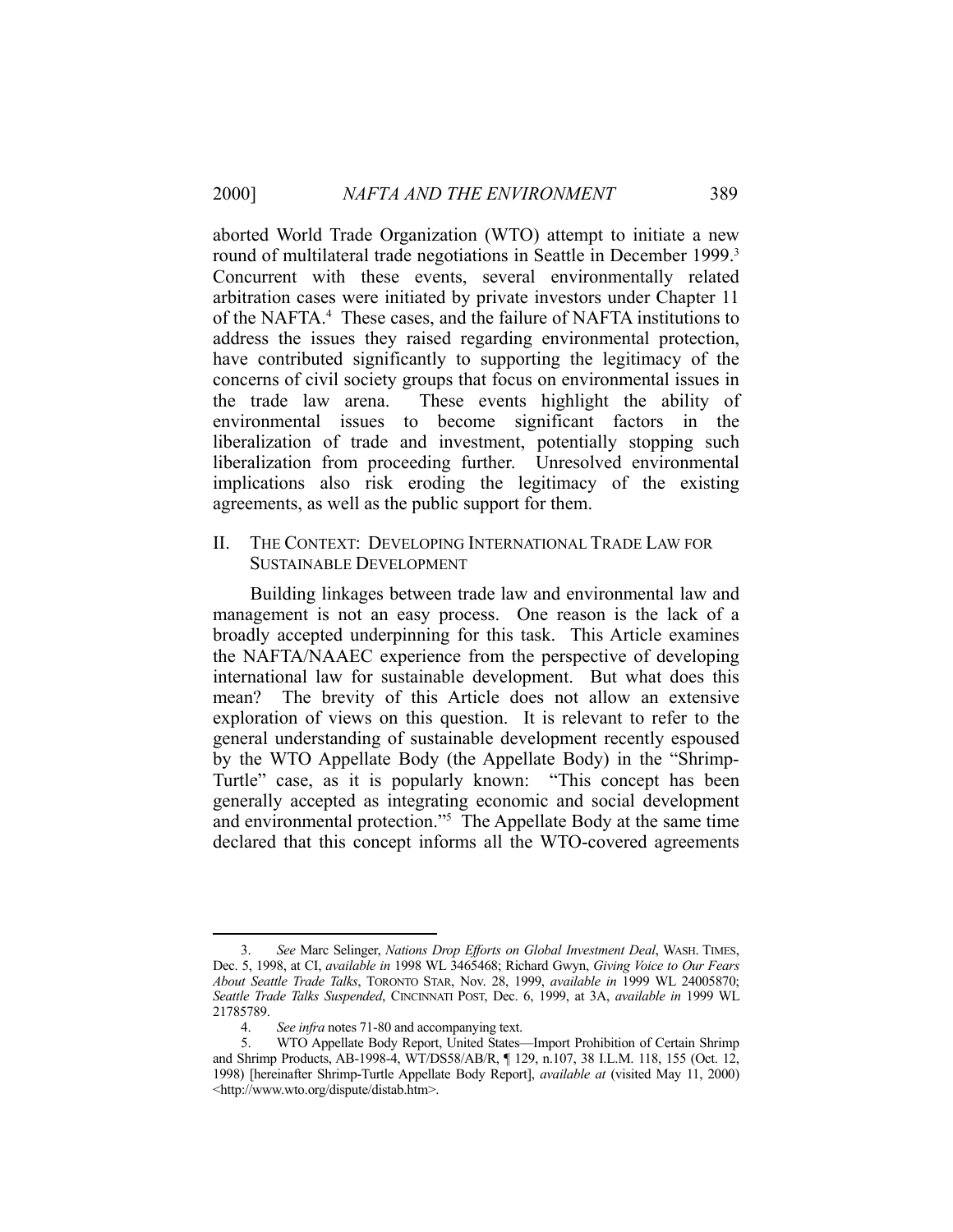aborted World Trade Organization (WTO) attempt to initiate a new round of multilateral trade negotiations in Seattle in December 1999.[3] Concurrent with these events, several environmentally related arbitration cases were initiated by private investors under Chapter 11 of the NAFTA.[4] These cases, and the failure of NAFTA institutions to address the issues they raised regarding environmental protection, have contributed significantly to supporting the legitimacy of the concerns of civil society groups that focus on environmental issues in the trade law arena. These events highlight the ability of environmental issues to become significant factors in the liberalization of trade and investment, potentially stopping such liberalization from proceeding further. Unresolved environmental implications also risk eroding the legitimacy of the existing agreements, as well as the public support for them.

## II. THE CONTEXT: DEVELOPING INTERNATIONAL TRADE LAW FOR SUSTAINABLE DEVELOPMENT

Building linkages between trade law and environmental law and management is not an easy process. One reason is the lack of a broadly accepted underpinning for this task. This Article examines the NAFTA/NAAEC experience from the perspective of developing international law for sustainable development. But what does this mean? The brevity of this Article does not allow an extensive exploration of views on this question. It is relevant to refer to the general understanding of sustainable development recently espoused by the WTO Appellate Body (the Appellate Body) in the "Shrimp-Turtle" case, as it is popularly known: "This concept has been generally accepted as integrating economic and social development and environmental protection."[5] The Appellate Body at the same time declared that this concept informs all the WTO-covered agreements

---

3. *See* Marc Selinger, *Nations Drop Efforts on Global Investment Deal*, WASH. TIMES, Dec. 5, 1998, at CI, *available in* 1998 WL 3465468; Richard Gwyn, *Giving Voice to Our Fears About Seattle Trade Talks*, TORONTO STAR, Nov. 28, 1999, *available in* 1999 WL 24005870; *Seattle Trade Talks Suspended*, CINCINNATI POST, Dec. 6, 1999, at 3A, *available in* 1999 WL 21785789.

4. *See infra* notes 71-80 and accompanying text.

5. WTO Appellate Body Report, United States—Import Prohibition of Certain Shrimp and Shrimp Products, AB-1998-4, WT/DS58/AB/R, ¶ 129, n.107, 38 I.L.M. 118, 155 (Oct. 12, 1998) [hereinafter Shrimp-Turtle Appellate Body Report], *available at* (visited May 11, 2000) <http://www.wto.org/dispute/distab.htm>.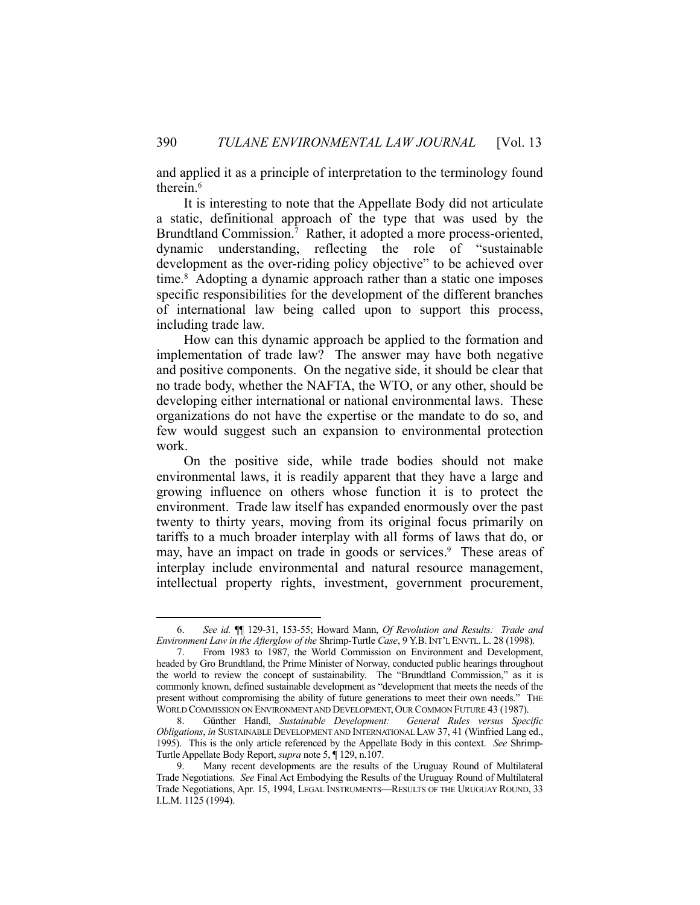and applied it as a principle of interpretation to the terminology found therein.[6]

It is interesting to note that the Appellate Body did not articulate a static, definitional approach of the type that was used by the Brundtland Commission.[7] Rather, it adopted a more process-oriented, dynamic understanding, reflecting the role of "sustainable development as the over-riding policy objective" to be achieved over time.[8] Adopting a dynamic approach rather than a static one imposes specific responsibilities for the development of the different branches of international law being called upon to support this process, including trade law.

How can this dynamic approach be applied to the formation and implementation of trade law? The answer may have both negative and positive components. On the negative side, it should be clear that no trade body, whether the NAFTA, the WTO, or any other, should be developing either international or national environmental laws. These organizations do not have the expertise or the mandate to do so, and few would suggest such an expansion to environmental protection work.

On the positive side, while trade bodies should not make environmental laws, it is readily apparent that they have a large and growing influence on others whose function it is to protect the environment. Trade law itself has expanded enormously over the past twenty to thirty years, moving from its original focus primarily on tariffs to a much broader interplay with all forms of laws that do, or may, have an impact on trade in goods or services.[9] These areas of interplay include environmental and natural resource management, intellectual property rights, investment, government procurement,

---

6. *See id.* ¶¶ 129-31, 153-55; Howard Mann, *Of Revolution and Results: Trade and Environment Law in the Afterglow of the* Shrimp-Turtle *Case*, 9 Y.B. INT'L ENVTL. L. 28 (1998).

7. From 1983 to 1987, the World Commission on Environment and Development, headed by Gro Brundtland, the Prime Minister of Norway, conducted public hearings throughout the world to review the concept of sustainability. The "Brundtland Commission," as it is commonly known, defined sustainable development as "development that meets the needs of the present without compromising the ability of future generations to meet their own needs." THE WORLD COMMISSION ON ENVIRONMENT AND DEVELOPMENT, OUR COMMON FUTURE 43 (1987).

8. Günther Handl, *Sustainable Development: General Rules versus Specific Obligations*, *in* SUSTAINABLE DEVELOPMENT AND INTERNATIONAL LAW 37, 41 (Winfried Lang ed., 1995). This is the only article referenced by the Appellate Body in this context. *See* Shrimp-Turtle Appellate Body Report, *supra* note 5, ¶ 129, n.107.

9. Many recent developments are the results of the Uruguay Round of Multilateral Trade Negotiations. *See* Final Act Embodying the Results of the Uruguay Round of Multilateral Trade Negotiations, Apr. 15, 1994, LEGAL INSTRUMENTS—RESULTS OF THE URUGUAY ROUND, 33 I.L.M. 1125 (1994).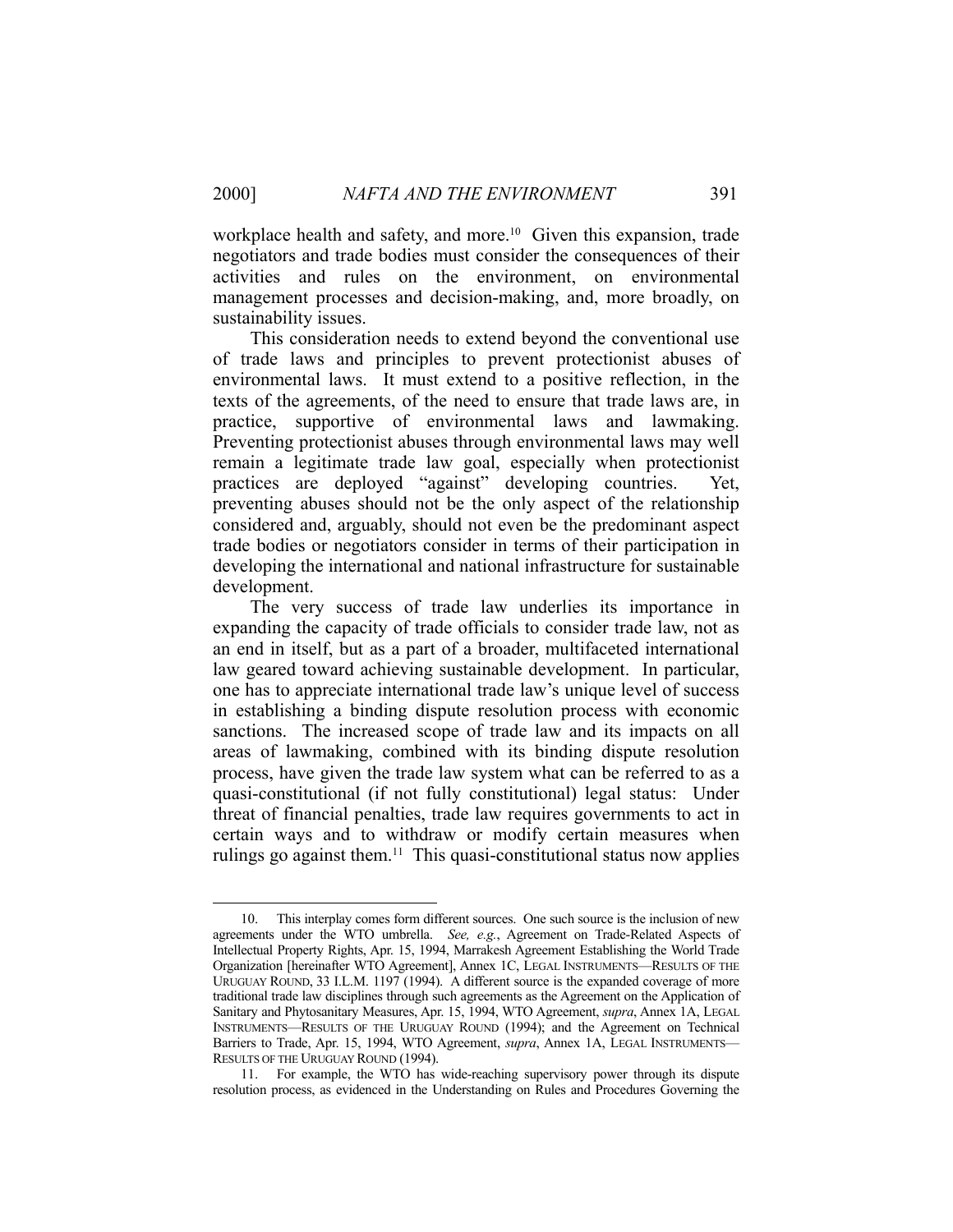workplace health and safety, and more.[10] Given this expansion, trade negotiators and trade bodies must consider the consequences of their activities and rules on the environment, on environmental management processes and decision-making, and, more broadly, on sustainability issues.

This consideration needs to extend beyond the conventional use of trade laws and principles to prevent protectionist abuses of environmental laws. It must extend to a positive reflection, in the texts of the agreements, of the need to ensure that trade laws are, in practice, supportive of environmental laws and lawmaking. Preventing protectionist abuses through environmental laws may well remain a legitimate trade law goal, especially when protectionist practices are deployed "against" developing countries. Yet, preventing abuses should not be the only aspect of the relationship considered and, arguably, should not even be the predominant aspect trade bodies or negotiators consider in terms of their participation in developing the international and national infrastructure for sustainable development.

The very success of trade law underlies its importance in expanding the capacity of trade officials to consider trade law, not as an end in itself, but as a part of a broader, multifaceted international law geared toward achieving sustainable development. In particular, one has to appreciate international trade law's unique level of success in establishing a binding dispute resolution process with economic sanctions. The increased scope of trade law and its impacts on all areas of lawmaking, combined with its binding dispute resolution process, have given the trade law system what can be referred to as a quasi-constitutional (if not fully constitutional) legal status: Under threat of financial penalties, trade law requires governments to act in certain ways and to withdraw or modify certain measures when rulings go against them.[11] This quasi-constitutional status now applies

---

10. This interplay comes form different sources. One such source is the inclusion of new agreements under the WTO umbrella. *See, e.g.*, Agreement on Trade-Related Aspects of Intellectual Property Rights, Apr. 15, 1994, Marrakesh Agreement Establishing the World Trade Organization [hereinafter WTO Agreement], Annex 1C, LEGAL INSTRUMENTS—RESULTS OF THE URUGUAY ROUND, 33 I.L.M. 1197 (1994). A different source is the expanded coverage of more traditional trade law disciplines through such agreements as the Agreement on the Application of Sanitary and Phytosanitary Measures, Apr. 15, 1994, WTO Agreement, *supra*, Annex 1A, LEGAL INSTRUMENTS—RESULTS OF THE URUGUAY ROUND (1994); and the Agreement on Technical Barriers to Trade, Apr. 15, 1994, WTO Agreement, *supra*, Annex 1A, LEGAL INSTRUMENTS—RESULTS OF THE URUGUAY ROUND (1994).

11. For example, the WTO has wide-reaching supervisory power through its dispute resolution process, as evidenced in the Understanding on Rules and Procedures Governing the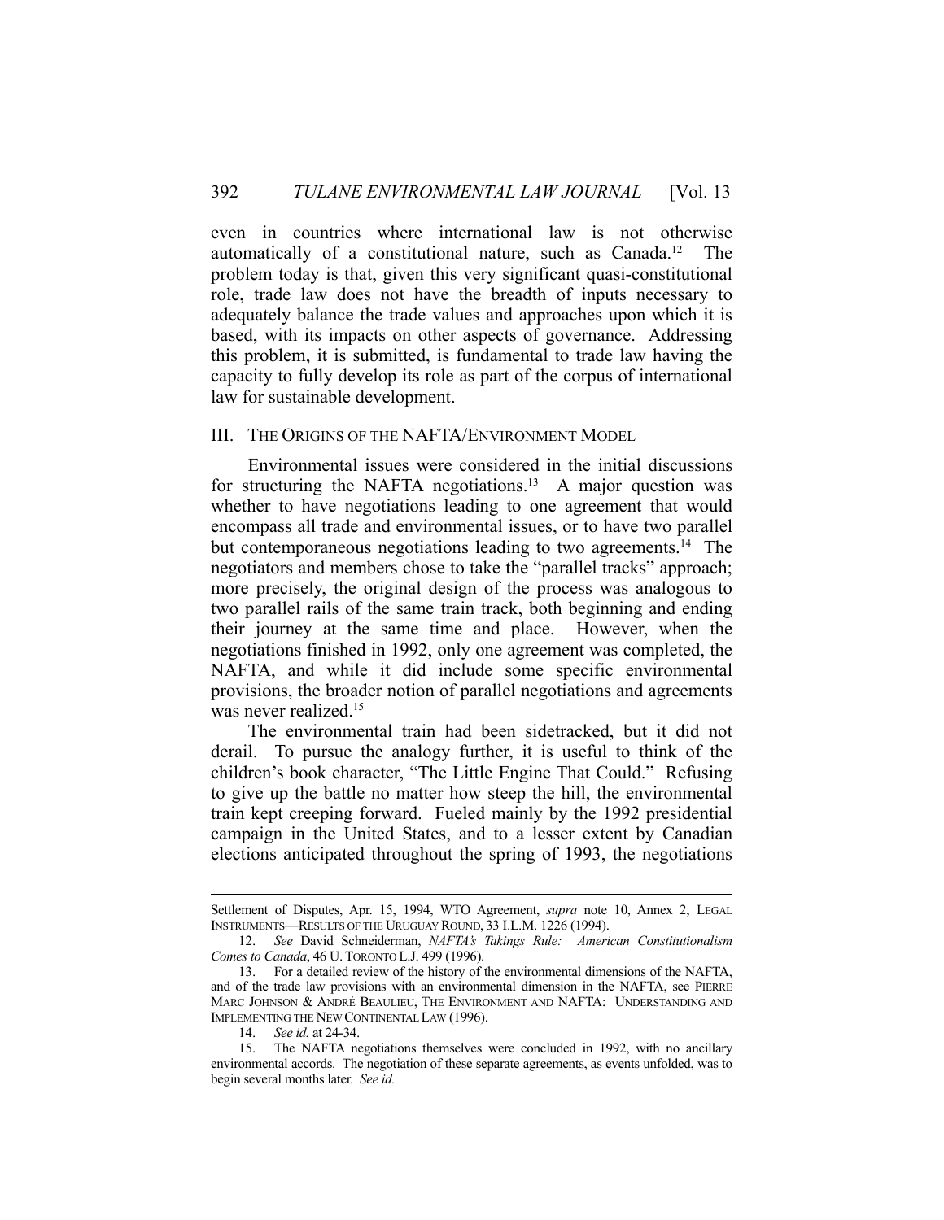even in countries where international law is not otherwise automatically of a constitutional nature, such as Canada.[12] The problem today is that, given this very significant quasi-constitutional role, trade law does not have the breadth of inputs necessary to adequately balance the trade values and approaches upon which it is based, with its impacts on other aspects of governance. Addressing this problem, it is submitted, is fundamental to trade law having the capacity to fully develop its role as part of the corpus of international law for sustainable development.

## III. The Origins of the NAFTA/Environment Model

Environmental issues were considered in the initial discussions for structuring the NAFTA negotiations.[13] A major question was whether to have negotiations leading to one agreement that would encompass all trade and environmental issues, or to have two parallel but contemporaneous negotiations leading to two agreements.[14] The negotiators and members chose to take the "parallel tracks" approach; more precisely, the original design of the process was analogous to two parallel rails of the same train track, both beginning and ending their journey at the same time and place. However, when the negotiations finished in 1992, only one agreement was completed, the NAFTA, and while it did include some specific environmental provisions, the broader notion of parallel negotiations and agreements was never realized.[15]

The environmental train had been sidetracked, but it did not derail. To pursue the analogy further, it is useful to think of the children's book character, "The Little Engine That Could." Refusing to give up the battle no matter how steep the hill, the environmental train kept creeping forward. Fueled mainly by the 1992 presidential campaign in the United States, and to a lesser extent by Canadian elections anticipated throughout the spring of 1993, the negotiations

---

Settlement of Disputes, Apr. 15, 1994, WTO Agreement, *supra* note 10, Annex 2, Legal Instruments—Results of the Uruguay Round, 33 I.L.M. 1226 (1994).

12. *See* David Schneiderman, *NAFTA's Takings Rule: American Constitutionalism Comes to Canada*, 46 U. Toronto L.J. 499 (1996).

13. For a detailed review of the history of the environmental dimensions of the NAFTA, and of the trade law provisions with an environmental dimension in the NAFTA, see Pierre Marc Johnson & André Beaulieu, The Environment and NAFTA: Understanding and Implementing the New Continental Law (1996).

14. *See id.* at 24-34.

15. The NAFTA negotiations themselves were concluded in 1992, with no ancillary environmental accords. The negotiation of these separate agreements, as events unfolded, was to begin several months later. *See id.*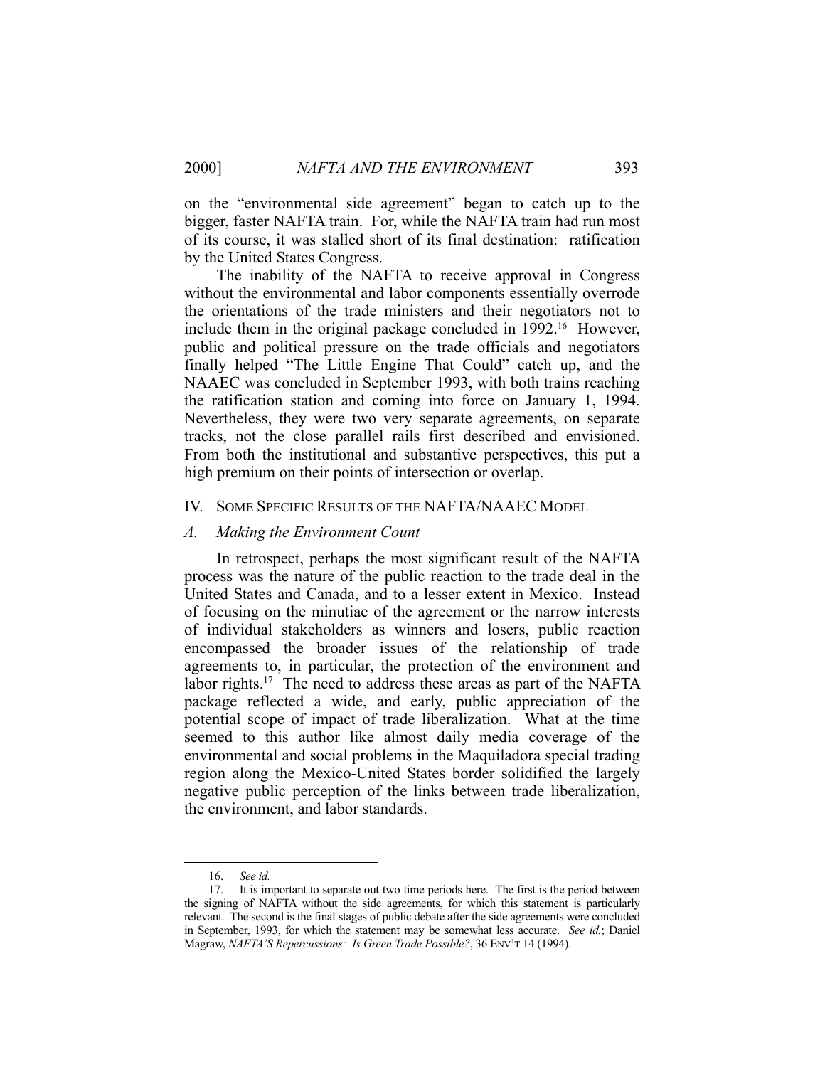on the "environmental side agreement" began to catch up to the bigger, faster NAFTA train. For, while the NAFTA train had run most of its course, it was stalled short of its final destination: ratification by the United States Congress.

The inability of the NAFTA to receive approval in Congress without the environmental and labor components essentially overrode the orientations of the trade ministers and their negotiators not to include them in the original package concluded in 1992.[16] However, public and political pressure on the trade officials and negotiators finally helped "The Little Engine That Could" catch up, and the NAAEC was concluded in September 1993, with both trains reaching the ratification station and coming into force on January 1, 1994. Nevertheless, they were two very separate agreements, on separate tracks, not the close parallel rails first described and envisioned. From both the institutional and substantive perspectives, this put a high premium on their points of intersection or overlap.

## IV. Some Specific Results of the NAFTA/NAAEC Model

### *A. Making the Environment Count*

In retrospect, perhaps the most significant result of the NAFTA process was the nature of the public reaction to the trade deal in the United States and Canada, and to a lesser extent in Mexico. Instead of focusing on the minutiae of the agreement or the narrow interests of individual stakeholders as winners and losers, public reaction encompassed the broader issues of the relationship of trade agreements to, in particular, the protection of the environment and labor rights.[17] The need to address these areas as part of the NAFTA package reflected a wide, and early, public appreciation of the potential scope of impact of trade liberalization. What at the time seemed to this author like almost daily media coverage of the environmental and social problems in the Maquiladora special trading region along the Mexico-United States border solidified the largely negative public perception of the links between trade liberalization, the environment, and labor standards.

---

16. *See id.*

17. It is important to separate out two time periods here. The first is the period between the signing of NAFTA without the side agreements, for which this statement is particularly relevant. The second is the final stages of public debate after the side agreements were concluded in September, 1993, for which the statement may be somewhat less accurate. *See id.*; Daniel Magraw, *NAFTA'S Repercussions: Is Green Trade Possible?*, 36 ENV'T 14 (1994).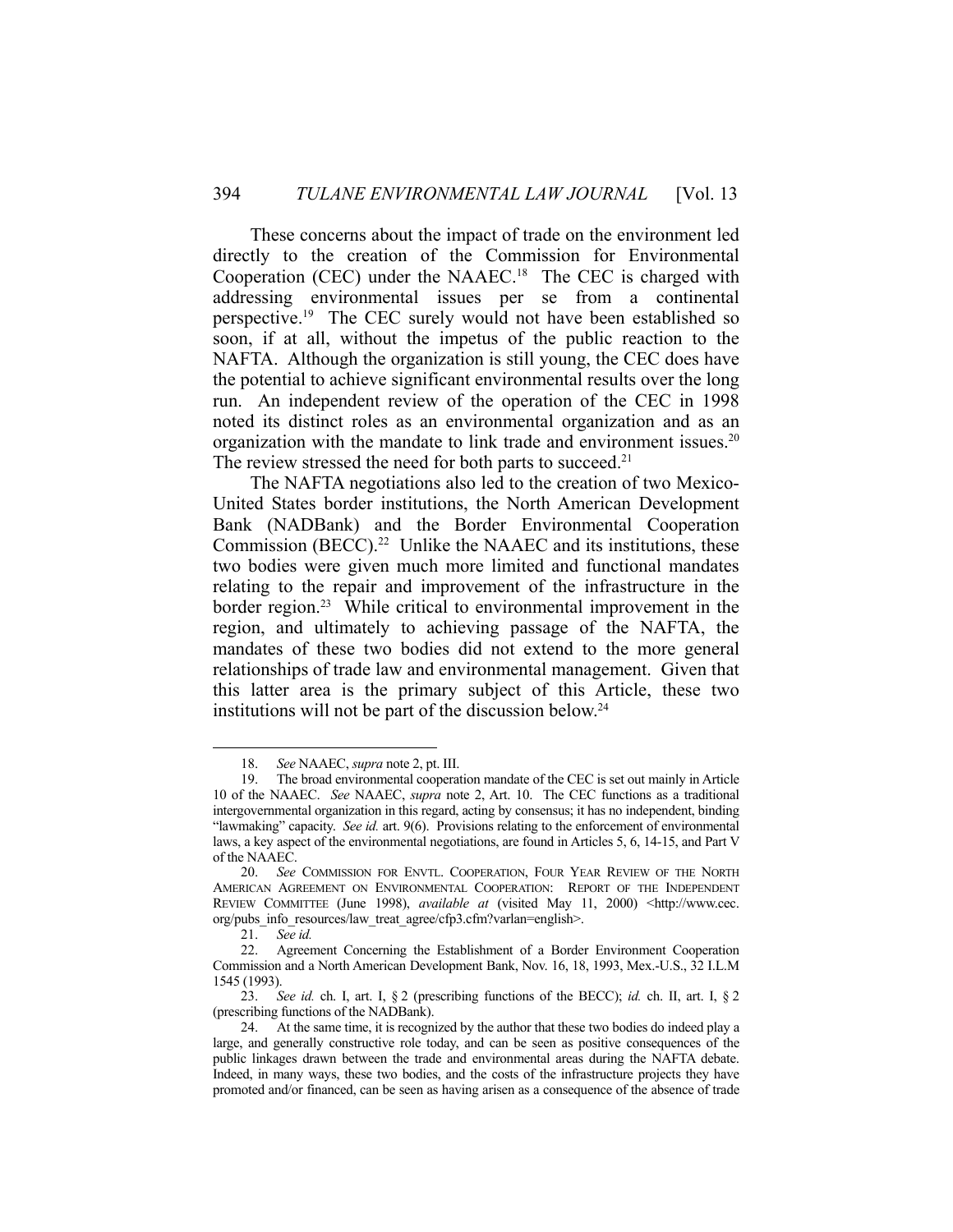These concerns about the impact of trade on the environment led directly to the creation of the Commission for Environmental Cooperation (CEC) under the NAAEC.[18] The CEC is charged with addressing environmental issues per se from a continental perspective.[19] The CEC surely would not have been established so soon, if at all, without the impetus of the public reaction to the NAFTA. Although the organization is still young, the CEC does have the potential to achieve significant environmental results over the long run. An independent review of the operation of the CEC in 1998 noted its distinct roles as an environmental organization and as an organization with the mandate to link trade and environment issues.[20] The review stressed the need for both parts to succeed.[21]

The NAFTA negotiations also led to the creation of two Mexico-United States border institutions, the North American Development Bank (NADBank) and the Border Environmental Cooperation Commission (BECC).[22] Unlike the NAAEC and its institutions, these two bodies were given much more limited and functional mandates relating to the repair and improvement of the infrastructure in the border region.[23] While critical to environmental improvement in the region, and ultimately to achieving passage of the NAFTA, the mandates of these two bodies did not extend to the more general relationships of trade law and environmental management. Given that this latter area is the primary subject of this Article, these two institutions will not be part of the discussion below.[24]

---

18. *See* NAAEC, *supra* note 2, pt. III.

19. The broad environmental cooperation mandate of the CEC is set out mainly in Article 10 of the NAAEC. *See* NAAEC, *supra* note 2, Art. 10. The CEC functions as a traditional intergovernmental organization in this regard, acting by consensus; it has no independent, binding "lawmaking" capacity. *See id.* art. 9(6). Provisions relating to the enforcement of environmental laws, a key aspect of the environmental negotiations, are found in Articles 5, 6, 14-15, and Part V of the NAAEC.

20. *See* COMMISSION FOR ENVTL. COOPERATION, FOUR YEAR REVIEW OF THE NORTH AMERICAN AGREEMENT ON ENVIRONMENTAL COOPERATION: REPORT OF THE INDEPENDENT REVIEW COMMITTEE (June 1998), *available at* (visited May 11, 2000) <http://www.cec.org/pubs_info_resources/law_treat_agree/cfp3.cfm?varlan=english>.

21. *See id.*

22. Agreement Concerning the Establishment of a Border Environment Cooperation Commission and a North American Development Bank, Nov. 16, 18, 1993, Mex.-U.S., 32 I.L.M 1545 (1993).

23. *See id.* ch. I, art. I, § 2 (prescribing functions of the BECC); *id.* ch. II, art. I, § 2 (prescribing functions of the NADBank).

24. At the same time, it is recognized by the author that these two bodies do indeed play a large, and generally constructive role today, and can be seen as positive consequences of the public linkages drawn between the trade and environmental areas during the NAFTA debate. Indeed, in many ways, these two bodies, and the costs of the infrastructure projects they have promoted and/or financed, can be seen as having arisen as a consequence of the absence of trade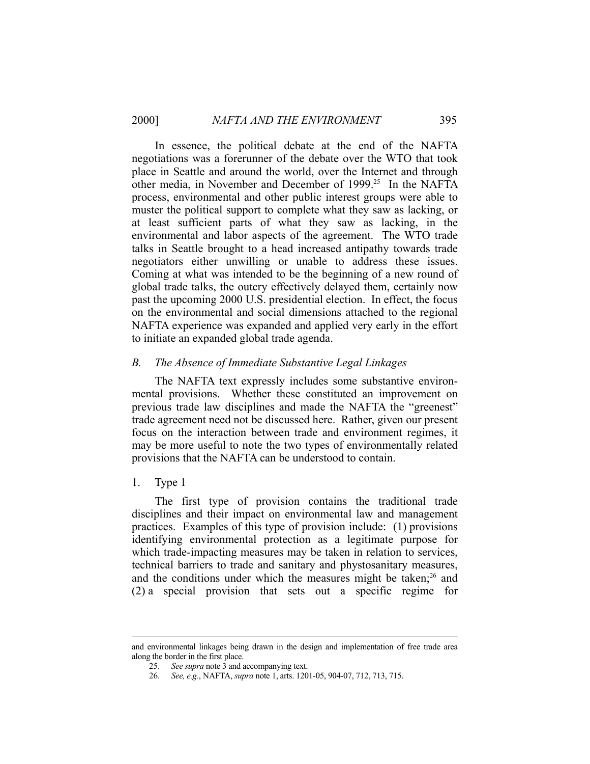In essence, the political debate at the end of the NAFTA negotiations was a forerunner of the debate over the WTO that took place in Seattle and around the world, over the Internet and through other media, in November and December of 1999.[25] In the NAFTA process, environmental and other public interest groups were able to muster the political support to complete what they saw as lacking, or at least sufficient parts of what they saw as lacking, in the environmental and labor aspects of the agreement. The WTO trade talks in Seattle brought to a head increased antipathy towards trade negotiators either unwilling or unable to address these issues. Coming at what was intended to be the beginning of a new round of global trade talks, the outcry effectively delayed them, certainly now past the upcoming 2000 U.S. presidential election. In effect, the focus on the environmental and social dimensions attached to the regional NAFTA experience was expanded and applied very early in the effort to initiate an expanded global trade agenda.

### *B. The Absence of Immediate Substantive Legal Linkages*

The NAFTA text expressly includes some substantive environmental provisions. Whether these constituted an improvement on previous trade law disciplines and made the NAFTA the "greenest" trade agreement need not be discussed here. Rather, given our present focus on the interaction between trade and environment regimes, it may be more useful to note the two types of environmentally related provisions that the NAFTA can be understood to contain.

#### 1. Type 1

The first type of provision contains the traditional trade disciplines and their impact on environmental law and management practices. Examples of this type of provision include: (1) provisions identifying environmental protection as a legitimate purpose for which trade-impacting measures may be taken in relation to services, technical barriers to trade and sanitary and phystosanitary measures, and the conditions under which the measures might be taken;[26] and (2) a special provision that sets out a specific regime for

---

and environmental linkages being drawn in the design and implementation of free trade area along the border in the first place.

25. *See supra* note 3 and accompanying text.

26. *See, e.g.*, NAFTA, *supra* note 1, arts. 1201-05, 904-07, 712, 713, 715.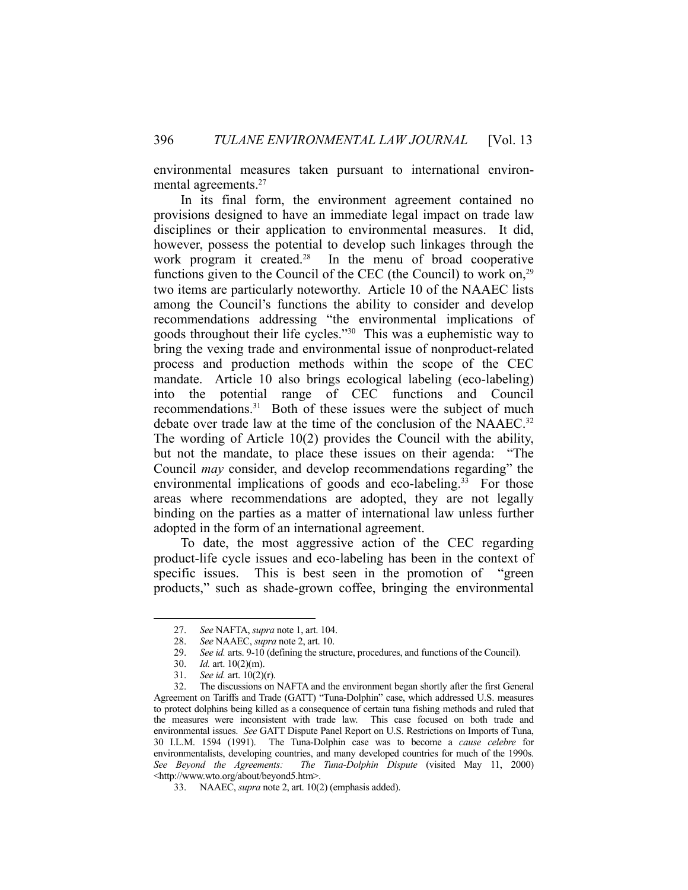environmental measures taken pursuant to international environmental agreements.[27]

In its final form, the environment agreement contained no provisions designed to have an immediate legal impact on trade law disciplines or their application to environmental measures. It did, however, possess the potential to develop such linkages through the work program it created.[28] In the menu of broad cooperative functions given to the Council of the CEC (the Council) to work on,[29] two items are particularly noteworthy. Article 10 of the NAAEC lists among the Council's functions the ability to consider and develop recommendations addressing "the environmental implications of goods throughout their life cycles."[30] This was a euphemistic way to bring the vexing trade and environmental issue of nonproduct-related process and production methods within the scope of the CEC mandate. Article 10 also brings ecological labeling (eco-labeling) into the potential range of CEC functions and Council recommendations.[31] Both of these issues were the subject of much debate over trade law at the time of the conclusion of the NAAEC.[32] The wording of Article 10(2) provides the Council with the ability, but not the mandate, to place these issues on their agenda: "The Council *may* consider, and develop recommendations regarding" the environmental implications of goods and eco-labeling.[33] For those areas where recommendations are adopted, they are not legally binding on the parties as a matter of international law unless further adopted in the form of an international agreement.

To date, the most aggressive action of the CEC regarding product-life cycle issues and eco-labeling has been in the context of specific issues. This is best seen in the promotion of "green products," such as shade-grown coffee, bringing the environmental

---

27. *See* NAFTA, *supra* note 1, art. 104.

28. *See* NAAEC, *supra* note 2, art. 10.

29. *See id.* arts. 9-10 (defining the structure, procedures, and functions of the Council).

30. *Id.* art. 10(2)(m).

31. *See id.* art. 10(2)(r).

32. The discussions on NAFTA and the environment began shortly after the first General Agreement on Tariffs and Trade (GATT) "Tuna-Dolphin" case, which addressed U.S. measures to protect dolphins being killed as a consequence of certain tuna fishing methods and ruled that the measures were inconsistent with trade law. This case focused on both trade and environmental issues. *See* GATT Dispute Panel Report on U.S. Restrictions on Imports of Tuna, 30 I.L.M. 1594 (1991). The Tuna-Dolphin case was to become a *cause celebre* for environmentalists, developing countries, and many developed countries for much of the 1990s. *See Beyond the Agreements: The Tuna-Dolphin Dispute* (visited May 11, 2000) <http://www.wto.org/about/beyond5.htm>.

33. NAAEC, *supra* note 2, art. 10(2) (emphasis added).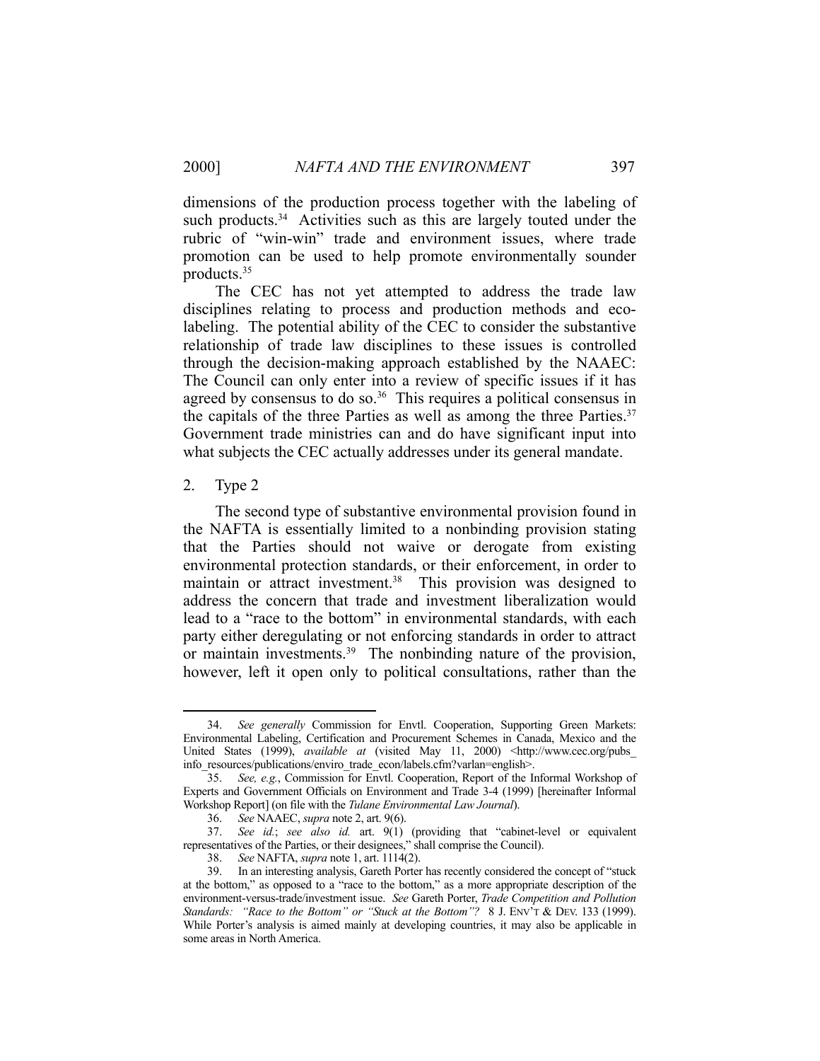dimensions of the production process together with the labeling of such products.[34] Activities such as this are largely touted under the rubric of "win-win" trade and environment issues, where trade promotion can be used to help promote environmentally sounder products.[35]

The CEC has not yet attempted to address the trade law disciplines relating to process and production methods and eco-labeling. The potential ability of the CEC to consider the substantive relationship of trade law disciplines to these issues is controlled through the decision-making approach established by the NAAEC: The Council can only enter into a review of specific issues if it has agreed by consensus to do so.[36] This requires a political consensus in the capitals of the three Parties as well as among the three Parties.[37] Government trade ministries can and do have significant input into what subjects the CEC actually addresses under its general mandate.

2. Type 2

The second type of substantive environmental provision found in the NAFTA is essentially limited to a nonbinding provision stating that the Parties should not waive or derogate from existing environmental protection standards, or their enforcement, in order to maintain or attract investment.[38] This provision was designed to address the concern that trade and investment liberalization would lead to a "race to the bottom" in environmental standards, with each party either deregulating or not enforcing standards in order to attract or maintain investments.[39] The nonbinding nature of the provision, however, left it open only to political consultations, rather than the

---

34. *See generally* Commission for Envtl. Cooperation, Supporting Green Markets: Environmental Labeling, Certification and Procurement Schemes in Canada, Mexico and the United States (1999), *available at* (visited May 11, 2000) <http://www.cec.org/pubs_info_resources/publications/enviro_trade_econ/labels.cfm?varlan=english>.

35. *See, e.g.*, Commission for Envtl. Cooperation, Report of the Informal Workshop of Experts and Government Officials on Environment and Trade 3-4 (1999) [hereinafter Informal Workshop Report] (on file with the *Tulane Environmental Law Journal*).

36. *See* NAAEC, *supra* note 2, art. 9(6).

37. *See id.*; *see also id.* art. 9(1) (providing that "cabinet-level or equivalent representatives of the Parties, or their designees," shall comprise the Council).

38. *See* NAFTA, *supra* note 1, art. 1114(2).

39. In an interesting analysis, Gareth Porter has recently considered the concept of "stuck at the bottom," as opposed to a "race to the bottom," as a more appropriate description of the environment-versus-trade/investment issue. *See* Gareth Porter, *Trade Competition and Pollution Standards: "Race to the Bottom" or "Stuck at the Bottom"?* 8 J. ENV'T & DEV. 133 (1999). While Porter's analysis is aimed mainly at developing countries, it may also be applicable in some areas in North America.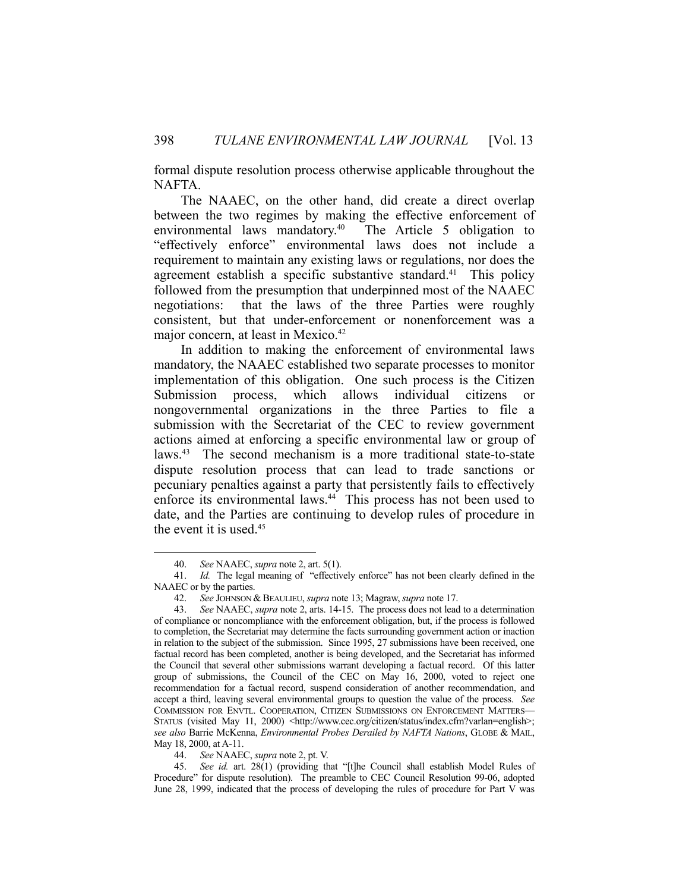formal dispute resolution process otherwise applicable throughout the NAFTA.

The NAAEC, on the other hand, did create a direct overlap between the two regimes by making the effective enforcement of environmental laws mandatory.[40] The Article 5 obligation to "effectively enforce" environmental laws does not include a requirement to maintain any existing laws or regulations, nor does the agreement establish a specific substantive standard.[41] This policy followed from the presumption that underpinned most of the NAAEC negotiations: that the laws of the three Parties were roughly consistent, but that under-enforcement or nonenforcement was a major concern, at least in Mexico.[42]

In addition to making the enforcement of environmental laws mandatory, the NAAEC established two separate processes to monitor implementation of this obligation. One such process is the Citizen Submission process, which allows individual citizens or nongovernmental organizations in the three Parties to file a submission with the Secretariat of the CEC to review government actions aimed at enforcing a specific environmental law or group of laws.[43] The second mechanism is a more traditional state-to-state dispute resolution process that can lead to trade sanctions or pecuniary penalties against a party that persistently fails to effectively enforce its environmental laws.[44] This process has not been used to date, and the Parties are continuing to develop rules of procedure in the event it is used.[45]

---

40. *See* NAAEC, *supra* note 2, art. 5(1).

41. *Id.* The legal meaning of "effectively enforce" has not been clearly defined in the NAAEC or by the parties.

42. *See* JOHNSON & BEAULIEU, *supra* note 13; Magraw, *supra* note 17.

43. *See* NAAEC, *supra* note 2, arts. 14-15. The process does not lead to a determination of compliance or noncompliance with the enforcement obligation, but, if the process is followed to completion, the Secretariat may determine the facts surrounding government action or inaction in relation to the subject of the submission. Since 1995, 27 submissions have been received, one factual record has been completed, another is being developed, and the Secretariat has informed the Council that several other submissions warrant developing a factual record. Of this latter group of submissions, the Council of the CEC on May 16, 2000, voted to reject one recommendation for a factual record, suspend consideration of another recommendation, and accept a third, leaving several environmental groups to question the value of the process. *See* COMMISSION FOR ENVTL. COOPERATION, CITIZEN SUBMISSIONS ON ENFORCEMENT MATTERS—STATUS (visited May 11, 2000) <http://www.cec.org/citizen/status/index.cfm?varlan=english>; *see also* Barrie McKenna, *Environmental Probes Derailed by NAFTA Nations*, GLOBE & MAIL, May 18, 2000, at A-11.

44. *See* NAAEC, *supra* note 2, pt. V.

45. *See id.* art. 28(1) (providing that "[t]he Council shall establish Model Rules of Procedure" for dispute resolution). The preamble to CEC Council Resolution 99-06, adopted June 28, 1999, indicated that the process of developing the rules of procedure for Part V was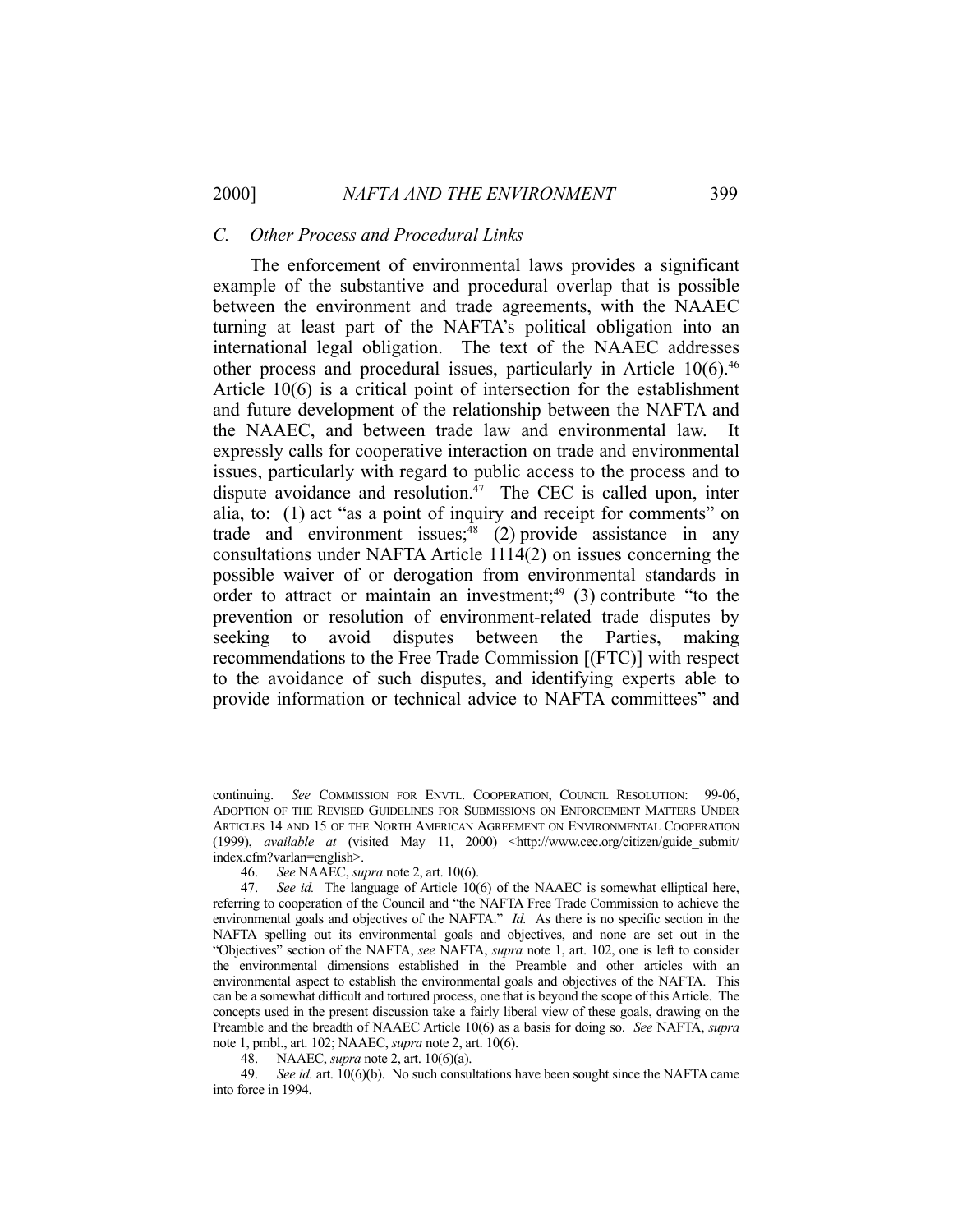### C. *Other Process and Procedural Links*

The enforcement of environmental laws provides a significant example of the substantive and procedural overlap that is possible between the environment and trade agreements, with the NAAEC turning at least part of the NAFTA's political obligation into an international legal obligation. The text of the NAAEC addresses other process and procedural issues, particularly in Article 10(6).[46] Article 10(6) is a critical point of intersection for the establishment and future development of the relationship between the NAFTA and the NAAEC, and between trade law and environmental law. It expressly calls for cooperative interaction on trade and environmental issues, particularly with regard to public access to the process and to dispute avoidance and resolution.[47] The CEC is called upon, inter alia, to: (1) act "as a point of inquiry and receipt for comments" on trade and environment issues;[48] (2) provide assistance in any consultations under NAFTA Article 1114(2) on issues concerning the possible waiver of or derogation from environmental standards in order to attract or maintain an investment;[49] (3) contribute "to the prevention or resolution of environment-related trade disputes by seeking to avoid disputes between the Parties, making recommendations to the Free Trade Commission [(FTC)] with respect to the avoidance of such disputes, and identifying experts able to provide information or technical advice to NAFTA committees" and

---

continuing. *See* COMMISSION FOR ENVTL. COOPERATION, COUNCIL RESOLUTION: 99-06, ADOPTION OF THE REVISED GUIDELINES FOR SUBMISSIONS ON ENFORCEMENT MATTERS UNDER ARTICLES 14 AND 15 OF THE NORTH AMERICAN AGREEMENT ON ENVIRONMENTAL COOPERATION (1999), *available at* (visited May 11, 2000) <http://www.cec.org/citizen/guide_submit/index.cfm?varlan=english>.

46. *See* NAAEC, *supra* note 2, art. 10(6).

47. *See id.* The language of Article 10(6) of the NAAEC is somewhat elliptical here, referring to cooperation of the Council and "the NAFTA Free Trade Commission to achieve the environmental goals and objectives of the NAFTA." *Id.* As there is no specific section in the NAFTA spelling out its environmental goals and objectives, and none are set out in the "Objectives" section of the NAFTA, *see* NAFTA, *supra* note 1, art. 102, one is left to consider the environmental dimensions established in the Preamble and other articles with an environmental aspect to establish the environmental goals and objectives of the NAFTA. This can be a somewhat difficult and tortured process, one that is beyond the scope of this Article. The concepts used in the present discussion take a fairly liberal view of these goals, drawing on the Preamble and the breadth of NAAEC Article 10(6) as a basis for doing so. *See* NAFTA, *supra* note 1, pmbl., art. 102; NAAEC, *supra* note 2, art. 10(6).

48. NAAEC, *supra* note 2, art. 10(6)(a).

49. *See id.* art. 10(6)(b). No such consultations have been sought since the NAFTA came into force in 1994.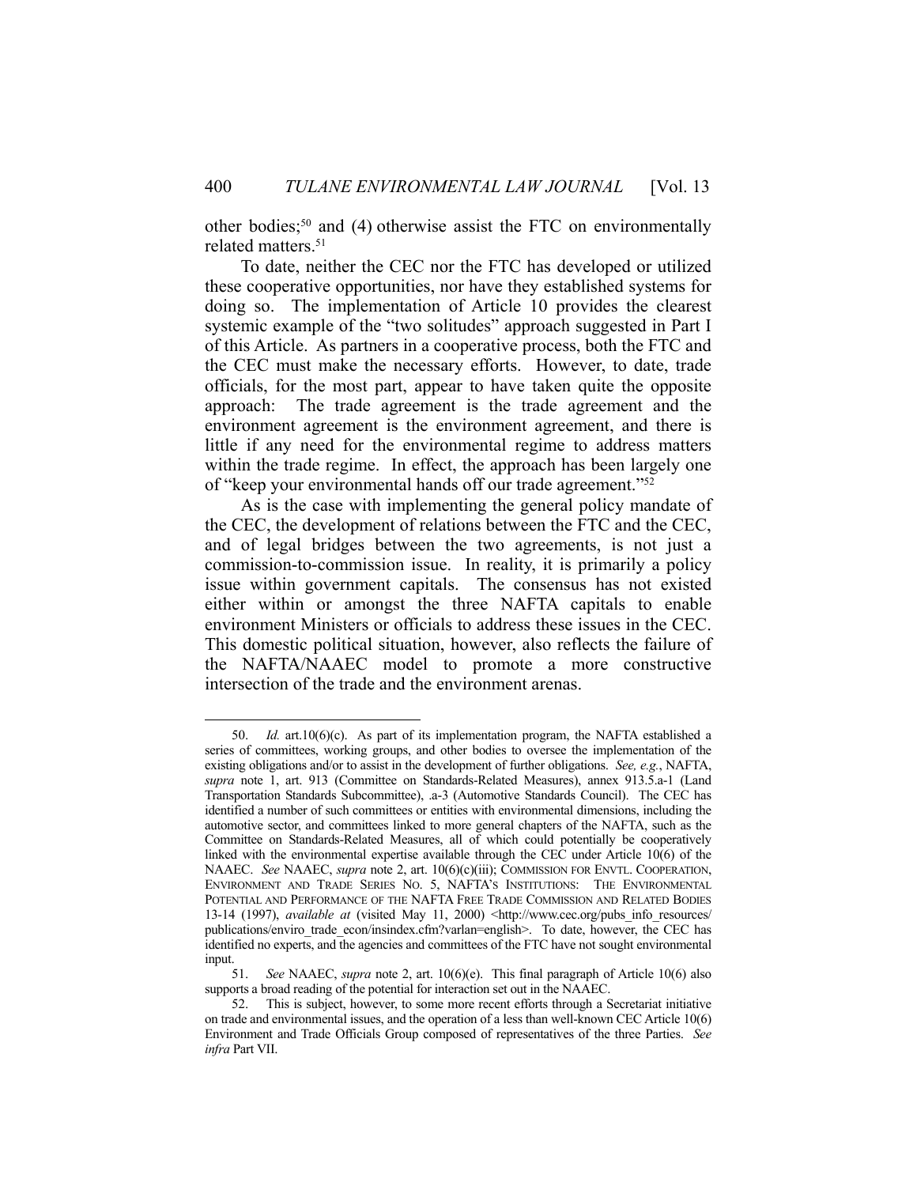other bodies;[50] and (4) otherwise assist the FTC on environmentally related matters.[51]

To date, neither the CEC nor the FTC has developed or utilized these cooperative opportunities, nor have they established systems for doing so. The implementation of Article 10 provides the clearest systemic example of the "two solitudes" approach suggested in Part I of this Article. As partners in a cooperative process, both the FTC and the CEC must make the necessary efforts. However, to date, trade officials, for the most part, appear to have taken quite the opposite approach: The trade agreement is the trade agreement and the environment agreement is the environment agreement, and there is little if any need for the environmental regime to address matters within the trade regime. In effect, the approach has been largely one of "keep your environmental hands off our trade agreement."[52]

As is the case with implementing the general policy mandate of the CEC, the development of relations between the FTC and the CEC, and of legal bridges between the two agreements, is not just a commission-to-commission issue. In reality, it is primarily a policy issue within government capitals. The consensus has not existed either within or amongst the three NAFTA capitals to enable environment Ministers or officials to address these issues in the CEC. This domestic political situation, however, also reflects the failure of the NAFTA/NAAEC model to promote a more constructive intersection of the trade and the environment arenas.

---

50. *Id.* art.10(6)(c). As part of its implementation program, the NAFTA established a series of committees, working groups, and other bodies to oversee the implementation of the existing obligations and/or to assist in the development of further obligations. *See, e.g.*, NAFTA, *supra* note 1, art. 913 (Committee on Standards-Related Measures), annex 913.5.a-1 (Land Transportation Standards Subcommittee), .a-3 (Automotive Standards Council). The CEC has identified a number of such committees or entities with environmental dimensions, including the automotive sector, and committees linked to more general chapters of the NAFTA, such as the Committee on Standards-Related Measures, all of which could potentially be cooperatively linked with the environmental expertise available through the CEC under Article 10(6) of the NAAEC. *See* NAAEC, *supra* note 2, art. 10(6)(c)(iii); COMMISSION FOR ENVTL. COOPERATION, ENVIRONMENT AND TRADE SERIES NO. 5, NAFTA'S INSTITUTIONS: THE ENVIRONMENTAL POTENTIAL AND PERFORMANCE OF THE NAFTA FREE TRADE COMMISSION AND RELATED BODIES 13-14 (1997), *available at* (visited May 11, 2000) <http://www.cec.org/pubs_info_resources/publications/enviro_trade_econ/insindex.cfm?varlan=english>. To date, however, the CEC has identified no experts, and the agencies and committees of the FTC have not sought environmental input.

51. *See* NAAEC, *supra* note 2, art. 10(6)(e). This final paragraph of Article 10(6) also supports a broad reading of the potential for interaction set out in the NAAEC.

52. This is subject, however, to some more recent efforts through a Secretariat initiative on trade and environmental issues, and the operation of a less than well-known CEC Article 10(6) Environment and Trade Officials Group composed of representatives of the three Parties. *See infra* Part VII.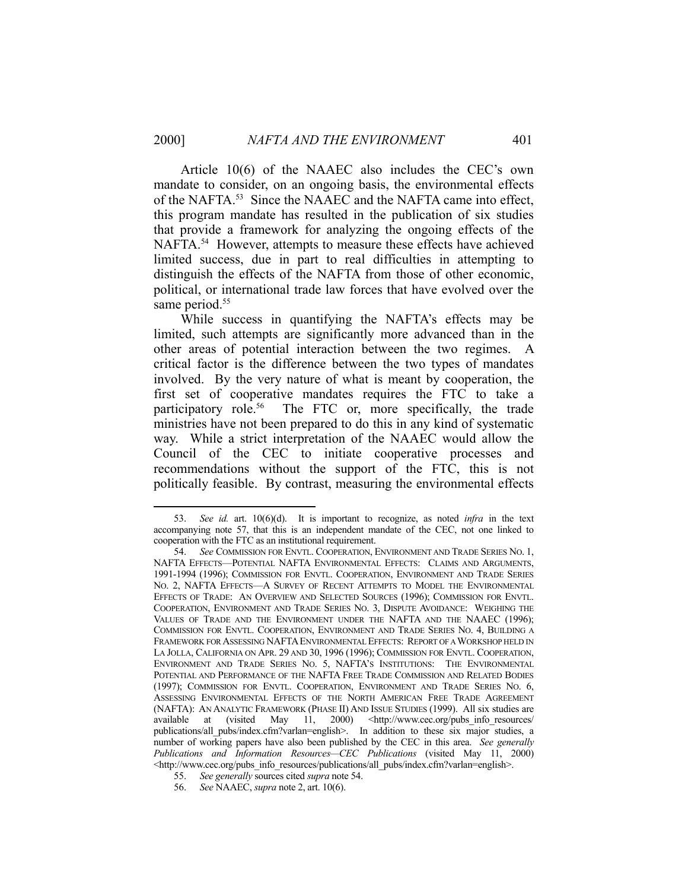Article 10(6) of the NAAEC also includes the CEC's own mandate to consider, on an ongoing basis, the environmental effects of the NAFTA.[53] Since the NAAEC and the NAFTA came into effect, this program mandate has resulted in the publication of six studies that provide a framework for analyzing the ongoing effects of the NAFTA.[54] However, attempts to measure these effects have achieved limited success, due in part to real difficulties in attempting to distinguish the effects of the NAFTA from those of other economic, political, or international trade law forces that have evolved over the same period.[55]

While success in quantifying the NAFTA's effects may be limited, such attempts are significantly more advanced than in the other areas of potential interaction between the two regimes. A critical factor is the difference between the two types of mandates involved. By the very nature of what is meant by cooperation, the first set of cooperative mandates requires the FTC to take a participatory role.[56] The FTC or, more specifically, the trade ministries have not been prepared to do this in any kind of systematic way. While a strict interpretation of the NAAEC would allow the Council of the CEC to initiate cooperative processes and recommendations without the support of the FTC, this is not politically feasible. By contrast, measuring the environmental effects

---

53. *See id.* art. 10(6)(d). It is important to recognize, as noted *infra* in the text accompanying note 57, that this is an independent mandate of the CEC, not one linked to cooperation with the FTC as an institutional requirement.

54. *See* COMMISSION FOR ENVTL. COOPERATION, ENVIRONMENT AND TRADE SERIES NO. 1, NAFTA EFFECTS—POTENTIAL NAFTA ENVIRONMENTAL EFFECTS: CLAIMS AND ARGUMENTS, 1991-1994 (1996); COMMISSION FOR ENVTL. COOPERATION, ENVIRONMENT AND TRADE SERIES NO. 2, NAFTA EFFECTS—A SURVEY OF RECENT ATTEMPTS TO MODEL THE ENVIRONMENTAL EFFECTS OF TRADE: AN OVERVIEW AND SELECTED SOURCES (1996); COMMISSION FOR ENVTL. COOPERATION, ENVIRONMENT AND TRADE SERIES NO. 3, DISPUTE AVOIDANCE: WEIGHING THE VALUES OF TRADE AND THE ENVIRONMENT UNDER THE NAFTA AND THE NAAEC (1996); COMMISSION FOR ENVTL. COOPERATION, ENVIRONMENT AND TRADE SERIES NO. 4, BUILDING A FRAMEWORK FOR ASSESSING NAFTA ENVIRONMENTAL EFFECTS: REPORT OF A WORKSHOP HELD IN LA JOLLA, CALIFORNIA ON APR. 29 AND 30, 1996 (1996); COMMISSION FOR ENVTL. COOPERATION, ENVIRONMENT AND TRADE SERIES NO. 5, NAFTA'S INSTITUTIONS: THE ENVIRONMENTAL POTENTIAL AND PERFORMANCE OF THE NAFTA FREE TRADE COMMISSION AND RELATED BODIES (1997); COMMISSION FOR ENVTL. COOPERATION, ENVIRONMENT AND TRADE SERIES NO. 6, ASSESSING ENVIRONMENTAL EFFECTS OF THE NORTH AMERICAN FREE TRADE AGREEMENT (NAFTA): AN ANALYTIC FRAMEWORK (PHASE II) AND ISSUE STUDIES (1999). All six studies are available at (visited May 11, 2000) <http://www.cec.org/pubs_info_resources/publications/all_pubs/index.cfm?varlan=english>. In addition to these six major studies, a number of working papers have also been published by the CEC in this area. *See generally Publications and Information Resources—CEC Publications* (visited May 11, 2000) <http://www.cec.org/pubs_info_resources/publications/all_pubs/index.cfm?varlan=english>.

55. *See generally* sources cited *supra* note 54.

56. *See* NAAEC, *supra* note 2, art. 10(6).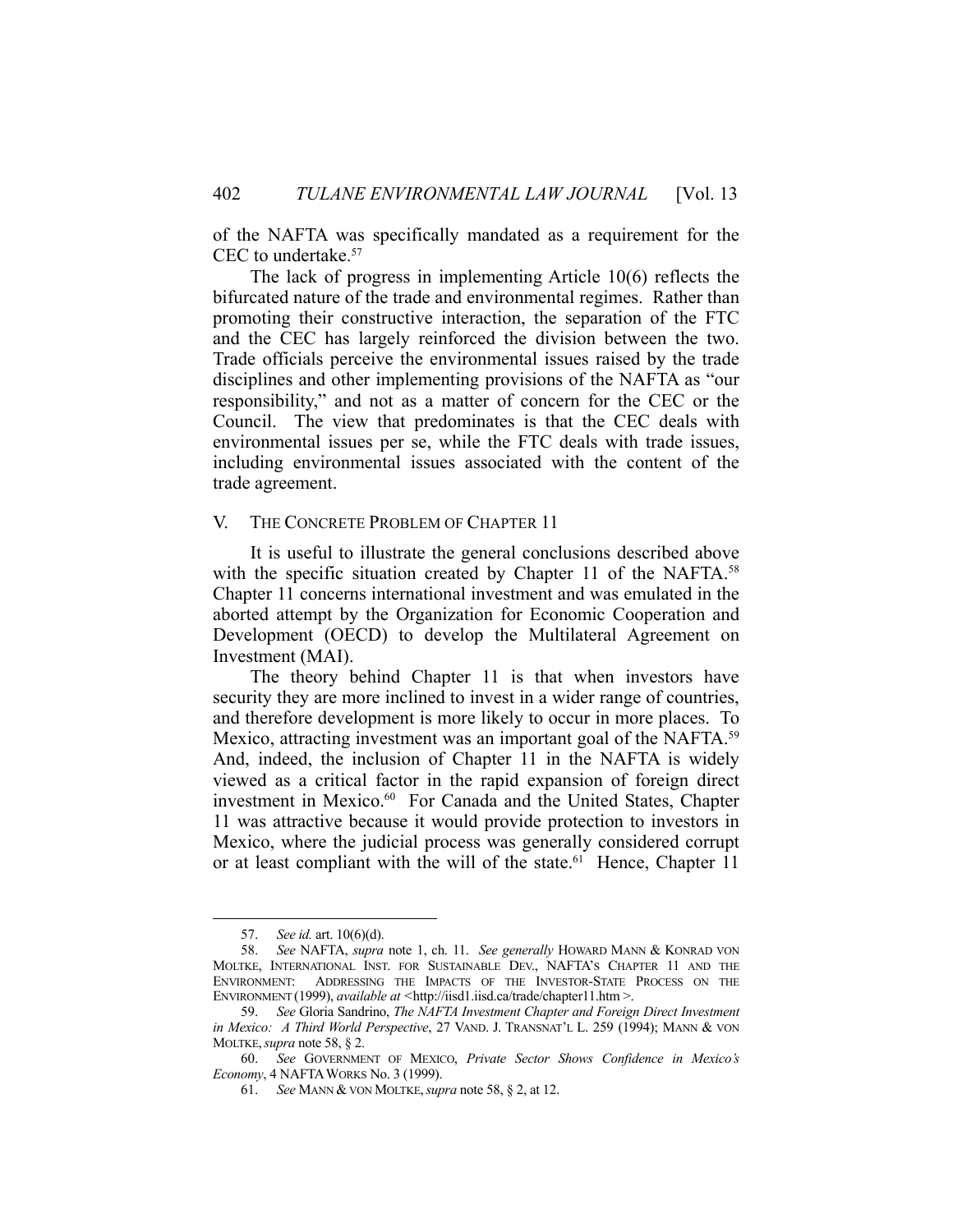of the NAFTA was specifically mandated as a requirement for the CEC to undertake.[57]

The lack of progress in implementing Article 10(6) reflects the bifurcated nature of the trade and environmental regimes. Rather than promoting their constructive interaction, the separation of the FTC and the CEC has largely reinforced the division between the two. Trade officials perceive the environmental issues raised by the trade disciplines and other implementing provisions of the NAFTA as "our responsibility," and not as a matter of concern for the CEC or the Council. The view that predominates is that the CEC deals with environmental issues per se, while the FTC deals with trade issues, including environmental issues associated with the content of the trade agreement.

## V. THE CONCRETE PROBLEM OF CHAPTER 11

It is useful to illustrate the general conclusions described above with the specific situation created by Chapter 11 of the NAFTA.[58] Chapter 11 concerns international investment and was emulated in the aborted attempt by the Organization for Economic Cooperation and Development (OECD) to develop the Multilateral Agreement on Investment (MAI).

The theory behind Chapter 11 is that when investors have security they are more inclined to invest in a wider range of countries, and therefore development is more likely to occur in more places. To Mexico, attracting investment was an important goal of the NAFTA.[59] And, indeed, the inclusion of Chapter 11 in the NAFTA is widely viewed as a critical factor in the rapid expansion of foreign direct investment in Mexico.[60] For Canada and the United States, Chapter 11 was attractive because it would provide protection to investors in Mexico, where the judicial process was generally considered corrupt or at least compliant with the will of the state.[61] Hence, Chapter 11

---

57. *See id.* art. 10(6)(d).

58. *See* NAFTA, *supra* note 1, ch. 11. *See generally* HOWARD MANN & KONRAD VON MOLTKE, INTERNATIONAL INST. FOR SUSTAINABLE DEV., NAFTA'S CHAPTER 11 AND THE ENVIRONMENT: ADDRESSING THE IMPACTS OF THE INVESTOR-STATE PROCESS ON THE ENVIRONMENT (1999), *available at* <http://iisd1.iisd.ca/trade/chapter11.htm>.

59. *See* Gloria Sandrino, *The NAFTA Investment Chapter and Foreign Direct Investment in Mexico: A Third World Perspective*, 27 VAND. J. TRANSNAT'L L. 259 (1994); MANN & VON MOLTKE, *supra* note 58, § 2.

60. *See* GOVERNMENT OF MEXICO, *Private Sector Shows Confidence in Mexico's Economy*, 4 NAFTA WORKS No. 3 (1999).

61. *See* MANN & VON MOLTKE, *supra* note 58, § 2, at 12.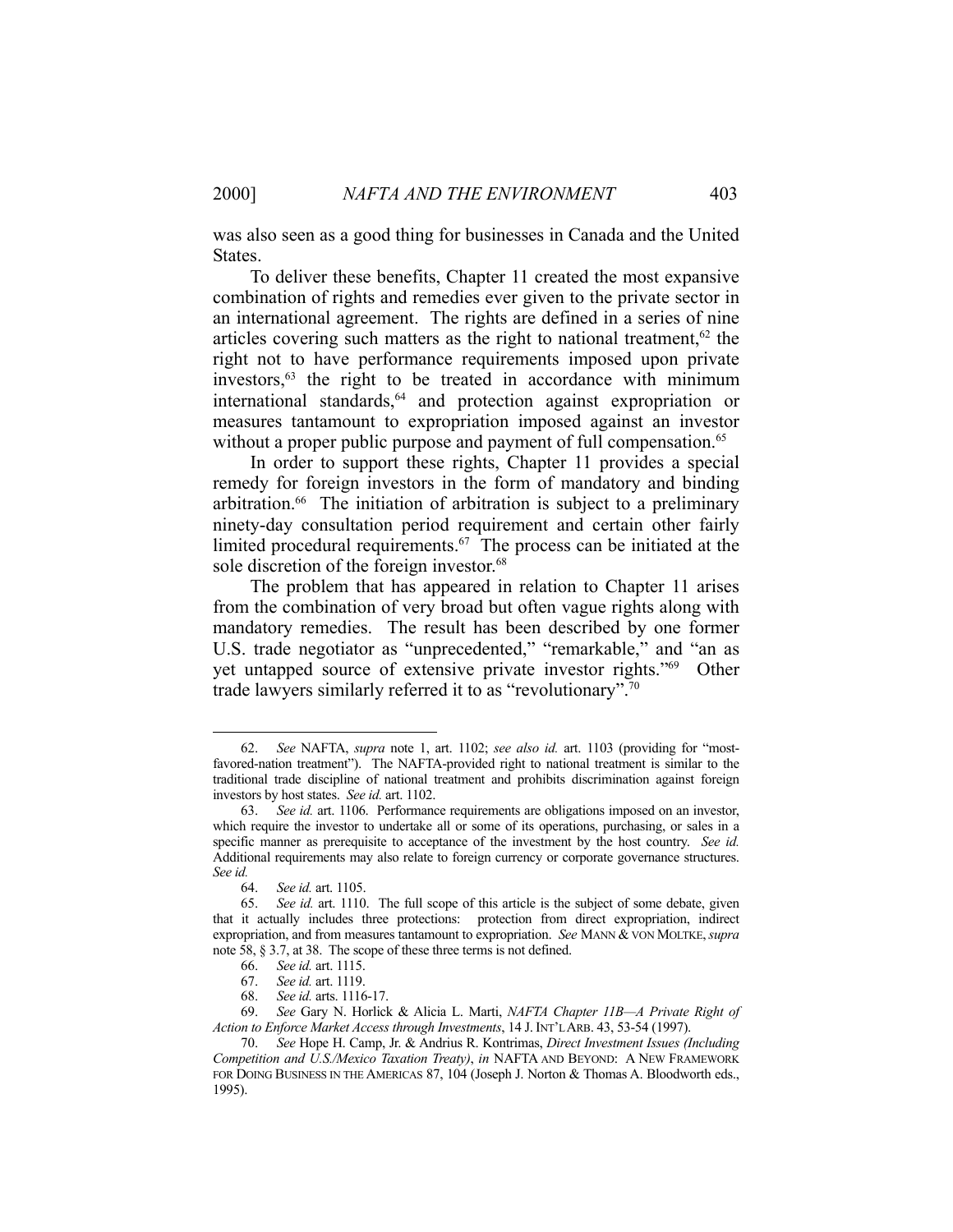was also seen as a good thing for businesses in Canada and the United States.

To deliver these benefits, Chapter 11 created the most expansive combination of rights and remedies ever given to the private sector in an international agreement. The rights are defined in a series of nine articles covering such matters as the right to national treatment,[62] the right not to have performance requirements imposed upon private investors,[63] the right to be treated in accordance with minimum international standards,[64] and protection against expropriation or measures tantamount to expropriation imposed against an investor without a proper public purpose and payment of full compensation.[65]

In order to support these rights, Chapter 11 provides a special remedy for foreign investors in the form of mandatory and binding arbitration.[66] The initiation of arbitration is subject to a preliminary ninety-day consultation period requirement and certain other fairly limited procedural requirements.[67] The process can be initiated at the sole discretion of the foreign investor.[68]

The problem that has appeared in relation to Chapter 11 arises from the combination of very broad but often vague rights along with mandatory remedies. The result has been described by one former U.S. trade negotiator as "unprecedented," "remarkable," and "an as yet untapped source of extensive private investor rights."[69] Other trade lawyers similarly referred it to as "revolutionary".[70]

---

62. *See* NAFTA, *supra* note 1, art. 1102; *see also id.* art. 1103 (providing for "most-favored-nation treatment"). The NAFTA-provided right to national treatment is similar to the traditional trade discipline of national treatment and prohibits discrimination against foreign investors by host states. *See id.* art. 1102.

63. *See id.* art. 1106. Performance requirements are obligations imposed on an investor, which require the investor to undertake all or some of its operations, purchasing, or sales in a specific manner as prerequisite to acceptance of the investment by the host country. *See id.* Additional requirements may also relate to foreign currency or corporate governance structures. *See id.*

64. *See id.* art. 1105.

65. *See id.* art. 1110. The full scope of this article is the subject of some debate, given that it actually includes three protections: protection from direct expropriation, indirect expropriation, and from measures tantamount to expropriation. *See* MANN & VON MOLTKE, *supra* note 58, § 3.7, at 38. The scope of these three terms is not defined.

66. *See id.* art. 1115.

67. *See id.* art. 1119.

68. *See id.* arts. 1116-17.

69. *See* Gary N. Horlick & Alicia L. Marti, *NAFTA Chapter 11B—A Private Right of Action to Enforce Market Access through Investments*, 14 J. INT'L ARB. 43, 53-54 (1997).

70. *See* Hope H. Camp, Jr. & Andrius R. Kontrimas, *Direct Investment Issues (Including Competition and U.S./Mexico Taxation Treaty)*, *in* NAFTA AND BEYOND: A NEW FRAMEWORK FOR DOING BUSINESS IN THE AMERICAS 87, 104 (Joseph J. Norton & Thomas A. Bloodworth eds., 1995).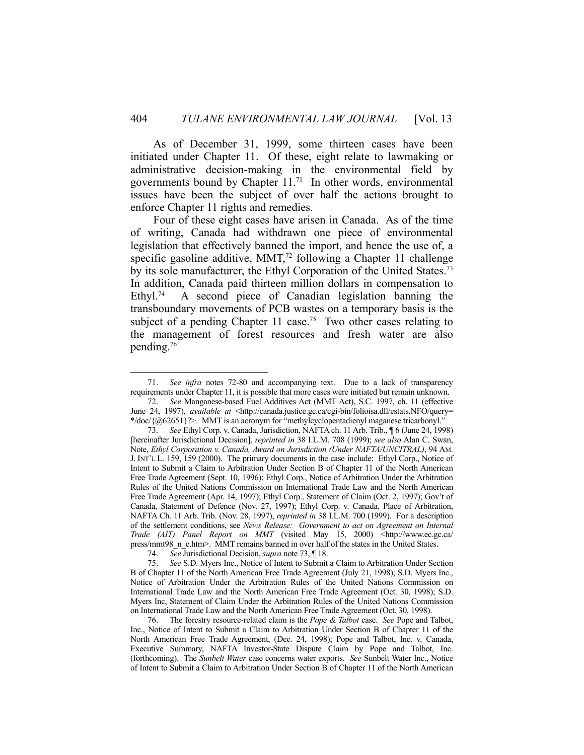As of December 31, 1999, some thirteen cases have been initiated under Chapter 11. Of these, eight relate to lawmaking or administrative decision-making in the environmental field by governments bound by Chapter 11.[71] In other words, environmental issues have been the subject of over half the actions brought to enforce Chapter 11 rights and remedies.

Four of these eight cases have arisen in Canada. As of the time of writing, Canada had withdrawn one piece of environmental legislation that effectively banned the import, and hence the use of, a specific gasoline additive, MMT,[72] following a Chapter 11 challenge by its sole manufacturer, the Ethyl Corporation of the United States.[73] In addition, Canada paid thirteen million dollars in compensation to Ethyl.[74] A second piece of Canadian legislation banning the transboundary movements of PCB wastes on a temporary basis is the subject of a pending Chapter 11 case.[75] Two other cases relating to the management of forest resources and fresh water are also pending.[76]

---

71. *See infra* notes 72-80 and accompanying text. Due to a lack of transparency requirements under Chapter 11, it is possible that more cases were initiated but remain unknown.

72. *See* Manganese-based Fuel Additives Act (MMT Act), S.C. 1997, ch. 11 (effective June 24, 1997), *available at* <http://canada.justice.gc.ca/cgi-bin/folioisa.dll/estats.NFO/query=*/doc/{@62651}?>. MMT is an acronym for "methylcyclopentadienyl maganese tricarbonyl."

73. *See* Ethyl Corp. v. Canada, Jurisdiction, NAFTA ch. 11 Arb. Trib., ¶ 6 (June 24, 1998) [hereinafter Jurisdictional Decision], *reprinted in* 38 I.L.M. 708 (1999); *see also* Alan C. Swan, Note, *Ethyl Corporation v. Canada, Award on Jurisdiction (Under NAFTA/UNCITRAL)*, 94 AM. J. INT'L L. 159, 159 (2000). The primary documents in the case include: Ethyl Corp., Notice of Intent to Submit a Claim to Arbitration Under Section B of Chapter 11 of the North American Free Trade Agreement (Sept. 10, 1996); Ethyl Corp., Notice of Arbitration Under the Arbitration Rules of the United Nations Commission on International Trade Law and the North American Free Trade Agreement (Apr. 14, 1997); Ethyl Corp., Statement of Claim (Oct. 2, 1997); Gov't of Canada, Statement of Defence (Nov. 27, 1997); Ethyl Corp. v. Canada, Place of Arbitration, NAFTA Ch. 11 Arb. Trib. (Nov. 28, 1997), *reprinted in* 38 I.L.M. 700 (1999). For a description of the settlement conditions, see *News Release: Government to act on Agreement on Internal Trade (AIT) Panel Report on MMT* (visited May 15, 2000) <http://www.ec.gc.ca/press/mmt98_n_e.htm>. MMT remains banned in over half of the states in the United States.

74. *See* Jurisdictional Decision, *supra* note 73, ¶ 18.

75. *See* S.D. Myers Inc., Notice of Intent to Submit a Claim to Arbitration Under Section B of Chapter 11 of the North American Free Trade Agreement (July 21, 1998); S.D. Myers Inc., Notice of Arbitration Under the Arbitration Rules of the United Nations Commission on International Trade Law and the North American Free Trade Agreement (Oct. 30, 1998); S.D. Myers Inc, Statement of Claim Under the Arbitration Rules of the United Nations Commission on International Trade Law and the North American Free Trade Agreement (Oct. 30, 1998).

76. The forestry resource-related claim is the *Pope & Talbot* case. *See* Pope and Talbot, Inc., Notice of Intent to Submit a Claim to Arbitration Under Section B of Chapter 11 of the North American Free Trade Agreement, (Dec. 24, 1998); Pope and Talbot, Inc. v. Canada, Executive Summary, NAFTA Investor-State Dispute Claim by Pope and Talbot, Inc. (forthcoming). The *Sunbelt Water* case concerns water exports. *See* Sunbelt Water Inc., Notice of Intent to Submit a Claim to Arbitration Under Section B of Chapter 11 of the North American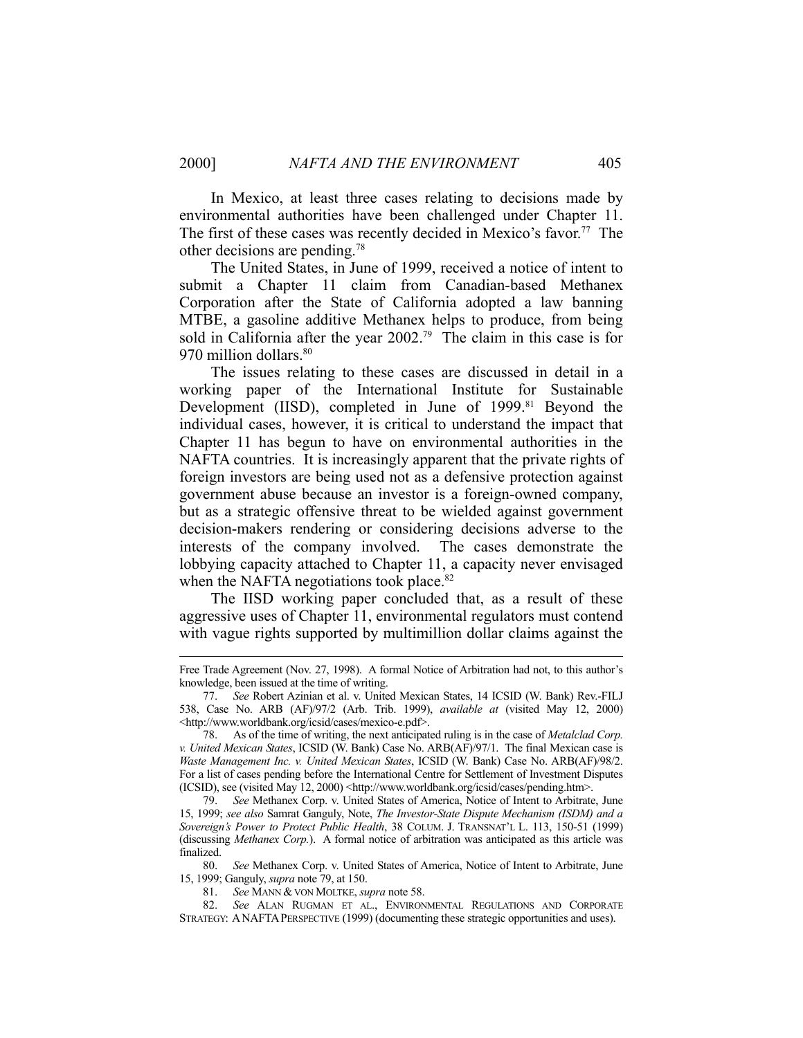In Mexico, at least three cases relating to decisions made by environmental authorities have been challenged under Chapter 11. The first of these cases was recently decided in Mexico's favor.[77] The other decisions are pending.[78]

The United States, in June of 1999, received a notice of intent to submit a Chapter 11 claim from Canadian-based Methanex Corporation after the State of California adopted a law banning MTBE, a gasoline additive Methanex helps to produce, from being sold in California after the year 2002.[79] The claim in this case is for 970 million dollars.[80]

The issues relating to these cases are discussed in detail in a working paper of the International Institute for Sustainable Development (IISD), completed in June of 1999.[81] Beyond the individual cases, however, it is critical to understand the impact that Chapter 11 has begun to have on environmental authorities in the NAFTA countries. It is increasingly apparent that the private rights of foreign investors are being used not as a defensive protection against government abuse because an investor is a foreign-owned company, but as a strategic offensive threat to be wielded against government decision-makers rendering or considering decisions adverse to the interests of the company involved. The cases demonstrate the lobbying capacity attached to Chapter 11, a capacity never envisaged when the NAFTA negotiations took place.[82]

The IISD working paper concluded that, as a result of these aggressive uses of Chapter 11, environmental regulators must contend with vague rights supported by multimillion dollar claims against the

---

Free Trade Agreement (Nov. 27, 1998). A formal Notice of Arbitration had not, to this author's knowledge, been issued at the time of writing.

77. *See* Robert Azinian et al. v. United Mexican States, 14 ICSID (W. Bank) Rev.-FILJ 538, Case No. ARB (AF)/97/2 (Arb. Trib. 1999), *available at* (visited May 12, 2000) <http://www.worldbank.org/icsid/cases/mexico-e.pdf>.

78. As of the time of writing, the next anticipated ruling is in the case of *Metalclad Corp. v. United Mexican States*, ICSID (W. Bank) Case No. ARB(AF)/97/1. The final Mexican case is *Waste Management Inc. v. United Mexican States*, ICSID (W. Bank) Case No. ARB(AF)/98/2. For a list of cases pending before the International Centre for Settlement of Investment Disputes (ICSID), see (visited May 12, 2000) <http://www.worldbank.org/icsid/cases/pending.htm>.

79. *See* Methanex Corp. v. United States of America, Notice of Intent to Arbitrate, June 15, 1999; *see also* Samrat Ganguly, Note, *The Investor-State Dispute Mechanism (ISDM) and a Sovereign's Power to Protect Public Health*, 38 COLUM. J. TRANSNAT'L L. 113, 150-51 (1999) (discussing *Methanex Corp.*). A formal notice of arbitration was anticipated as this article was finalized.

80. *See* Methanex Corp. v. United States of America, Notice of Intent to Arbitrate, June 15, 1999; Ganguly, *supra* note 79, at 150.

81. *See* MANN & VON MOLTKE, *supra* note 58.

82. *See* ALAN RUGMAN ET AL., ENVIRONMENTAL REGULATIONS AND CORPORATE STRATEGY: A NAFTA PERSPECTIVE (1999) (documenting these strategic opportunities and uses).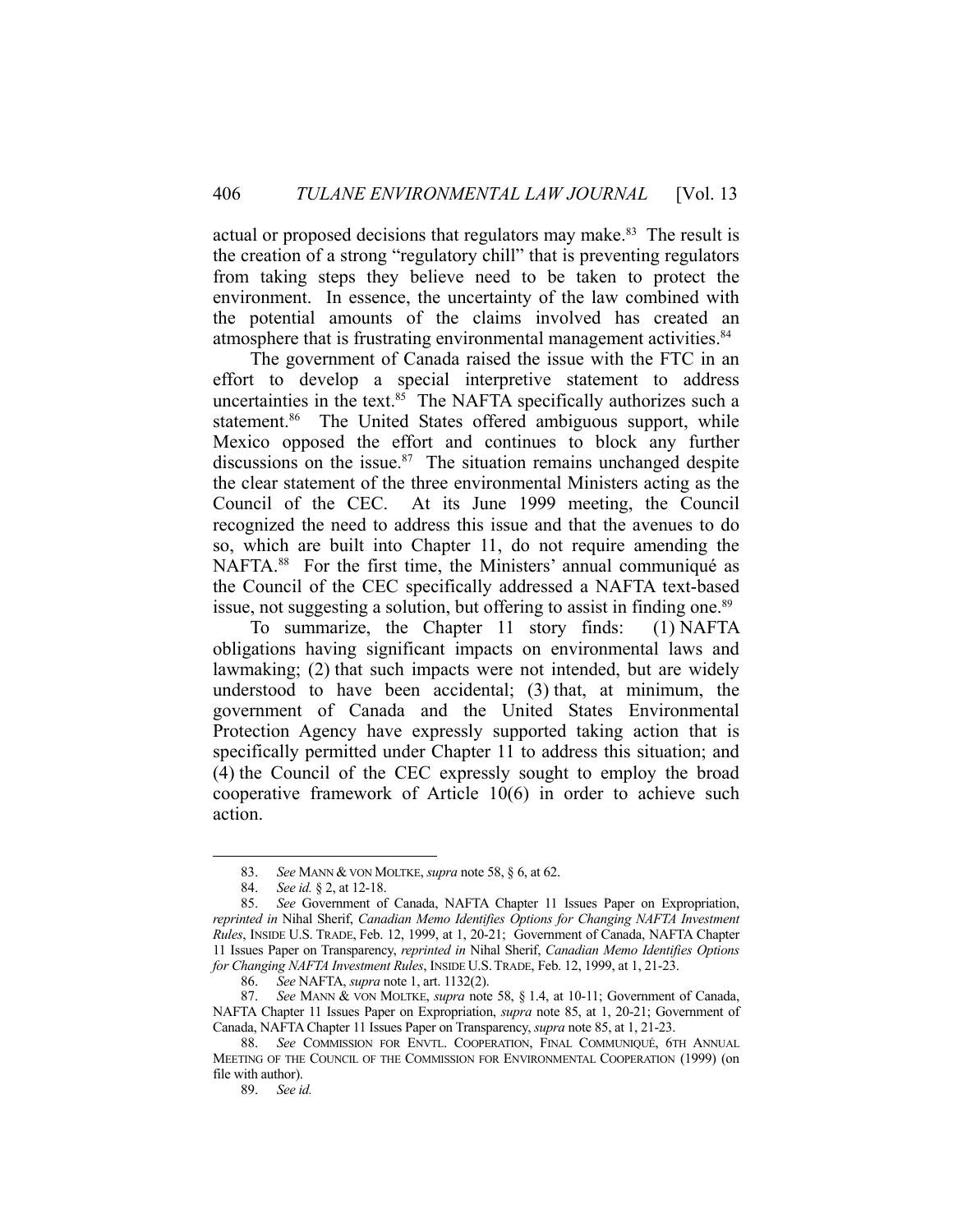actual or proposed decisions that regulators may make.[83] The result is the creation of a strong "regulatory chill" that is preventing regulators from taking steps they believe need to be taken to protect the environment. In essence, the uncertainty of the law combined with the potential amounts of the claims involved has created an atmosphere that is frustrating environmental management activities.[84]

The government of Canada raised the issue with the FTC in an effort to develop a special interpretive statement to address uncertainties in the text.[85] The NAFTA specifically authorizes such a statement.[86] The United States offered ambiguous support, while Mexico opposed the effort and continues to block any further discussions on the issue.[87] The situation remains unchanged despite the clear statement of the three environmental Ministers acting as the Council of the CEC. At its June 1999 meeting, the Council recognized the need to address this issue and that the avenues to do so, which are built into Chapter 11, do not require amending the NAFTA.[88] For the first time, the Ministers' annual communiqué as the Council of the CEC specifically addressed a NAFTA text-based issue, not suggesting a solution, but offering to assist in finding one.[89]

To summarize, the Chapter 11 story finds: (1) NAFTA obligations having significant impacts on environmental laws and lawmaking; (2) that such impacts were not intended, but are widely understood to have been accidental; (3) that, at minimum, the government of Canada and the United States Environmental Protection Agency have expressly supported taking action that is specifically permitted under Chapter 11 to address this situation; and (4) the Council of the CEC expressly sought to employ the broad cooperative framework of Article 10(6) in order to achieve such action.

---

83. *See* MANN & VON MOLTKE, *supra* note 58, § 6, at 62.

84. *See id.* § 2, at 12-18.

85. *See* Government of Canada, NAFTA Chapter 11 Issues Paper on Expropriation, *reprinted in* Nihal Sherif, *Canadian Memo Identifies Options for Changing NAFTA Investment Rules*, INSIDE U.S. TRADE, Feb. 12, 1999, at 1, 20-21; Government of Canada, NAFTA Chapter 11 Issues Paper on Transparency, *reprinted in* Nihal Sherif, *Canadian Memo Identifies Options for Changing NAFTA Investment Rules*, INSIDE U.S. TRADE, Feb. 12, 1999, at 1, 21-23.

86. *See* NAFTA, *supra* note 1, art. 1132(2).

87. *See* MANN & VON MOLTKE, *supra* note 58, § 1.4, at 10-11; Government of Canada, NAFTA Chapter 11 Issues Paper on Expropriation, *supra* note 85, at 1, 20-21; Government of Canada, NAFTA Chapter 11 Issues Paper on Transparency, *supra* note 85, at 1, 21-23.

88. *See* COMMISSION FOR ENVTL. COOPERATION, FINAL COMMUNIQUÉ, 6TH ANNUAL MEETING OF THE COUNCIL OF THE COMMISSION FOR ENVIRONMENTAL COOPERATION (1999) (on file with author).

89. *See id.*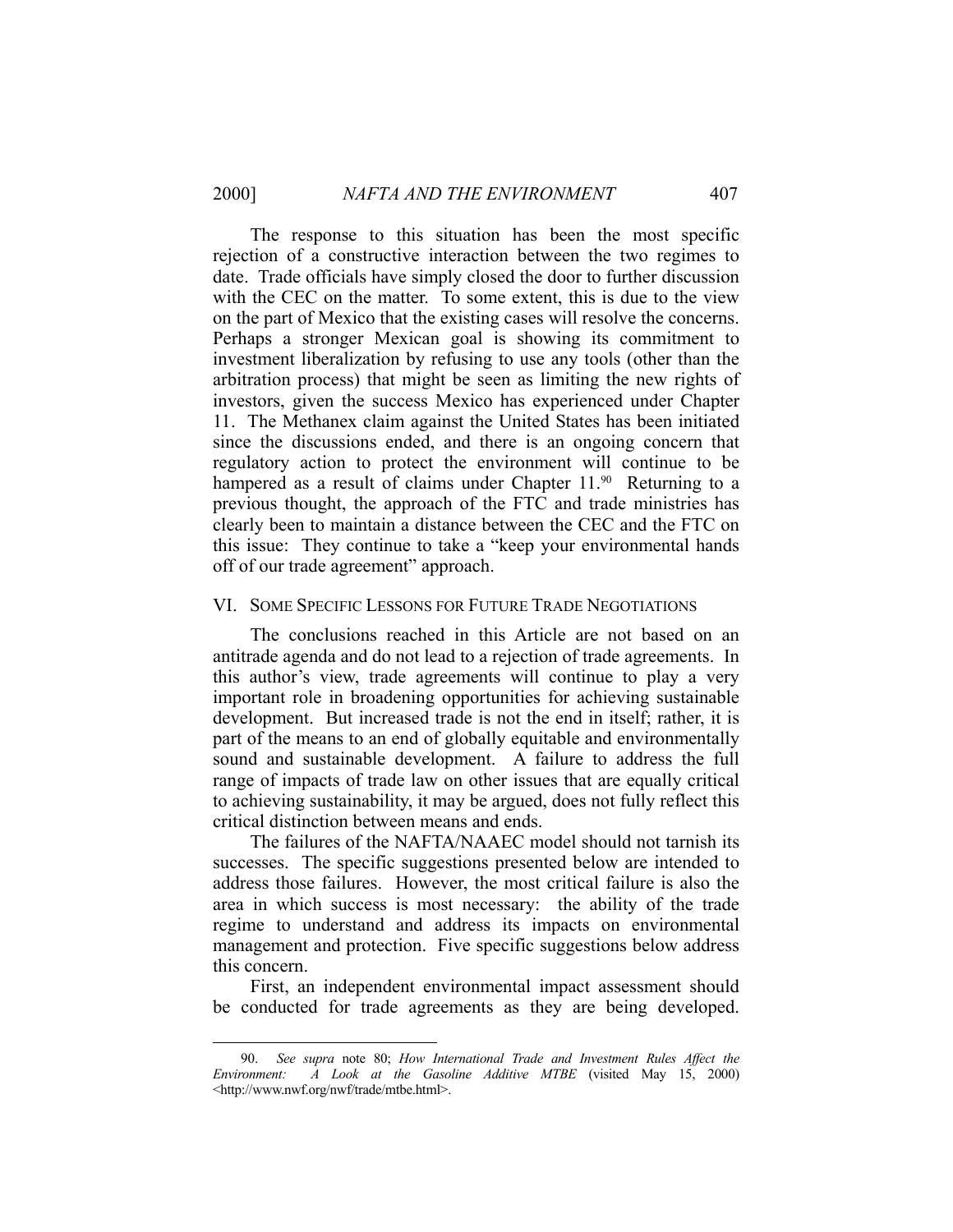The response to this situation has been the most specific rejection of a constructive interaction between the two regimes to date. Trade officials have simply closed the door to further discussion with the CEC on the matter. To some extent, this is due to the view on the part of Mexico that the existing cases will resolve the concerns. Perhaps a stronger Mexican goal is showing its commitment to investment liberalization by refusing to use any tools (other than the arbitration process) that might be seen as limiting the new rights of investors, given the success Mexico has experienced under Chapter 11. The Methanex claim against the United States has been initiated since the discussions ended, and there is an ongoing concern that regulatory action to protect the environment will continue to be hampered as a result of claims under Chapter 11.[90] Returning to a previous thought, the approach of the FTC and trade ministries has clearly been to maintain a distance between the CEC and the FTC on this issue: They continue to take a "keep your environmental hands off of our trade agreement" approach.

## VI. Some Specific Lessons for Future Trade Negotiations

The conclusions reached in this Article are not based on an antitrade agenda and do not lead to a rejection of trade agreements. In this author's view, trade agreements will continue to play a very important role in broadening opportunities for achieving sustainable development. But increased trade is not the end in itself; rather, it is part of the means to an end of globally equitable and environmentally sound and sustainable development. A failure to address the full range of impacts of trade law on other issues that are equally critical to achieving sustainability, it may be argued, does not fully reflect this critical distinction between means and ends.

The failures of the NAFTA/NAAEC model should not tarnish its successes. The specific suggestions presented below are intended to address those failures. However, the most critical failure is also the area in which success is most necessary: the ability of the trade regime to understand and address its impacts on environmental management and protection. Five specific suggestions below address this concern.

First, an independent environmental impact assessment should be conducted for trade agreements as they are being developed.

---

90. *See supra* note 80; *How International Trade and Investment Rules Affect the Environment: A Look at the Gasoline Additive MTBE* (visited May 15, 2000) <http://www.nwf.org/nwf/trade/mtbe.html>.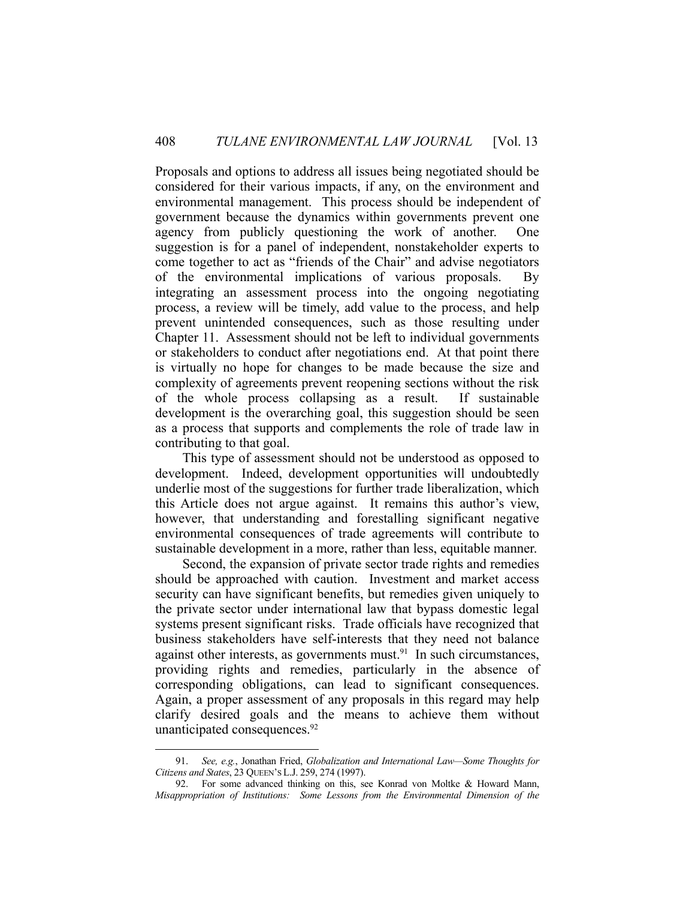Proposals and options to address all issues being negotiated should be considered for their various impacts, if any, on the environment and environmental management. This process should be independent of government because the dynamics within governments prevent one agency from publicly questioning the work of another. One suggestion is for a panel of independent, nonstakeholder experts to come together to act as "friends of the Chair" and advise negotiators of the environmental implications of various proposals. By integrating an assessment process into the ongoing negotiating process, a review will be timely, add value to the process, and help prevent unintended consequences, such as those resulting under Chapter 11. Assessment should not be left to individual governments or stakeholders to conduct after negotiations end. At that point there is virtually no hope for changes to be made because the size and complexity of agreements prevent reopening sections without the risk of the whole process collapsing as a result. If sustainable development is the overarching goal, this suggestion should be seen as a process that supports and complements the role of trade law in contributing to that goal.

This type of assessment should not be understood as opposed to development. Indeed, development opportunities will undoubtedly underlie most of the suggestions for further trade liberalization, which this Article does not argue against. It remains this author's view, however, that understanding and forestalling significant negative environmental consequences of trade agreements will contribute to sustainable development in a more, rather than less, equitable manner.

Second, the expansion of private sector trade rights and remedies should be approached with caution. Investment and market access security can have significant benefits, but remedies given uniquely to the private sector under international law that bypass domestic legal systems present significant risks. Trade officials have recognized that business stakeholders have self-interests that they need not balance against other interests, as governments must.[91] In such circumstances, providing rights and remedies, particularly in the absence of corresponding obligations, can lead to significant consequences. Again, a proper assessment of any proposals in this regard may help clarify desired goals and the means to achieve them without unanticipated consequences.[92]

---

91. *See, e.g.*, Jonathan Fried, *Globalization and International Law—Some Thoughts for Citizens and States*, 23 QUEEN'S L.J. 259, 274 (1997).

92. For some advanced thinking on this, see Konrad von Moltke & Howard Mann, *Misappropriation of Institutions: Some Lessons from the Environmental Dimension of the*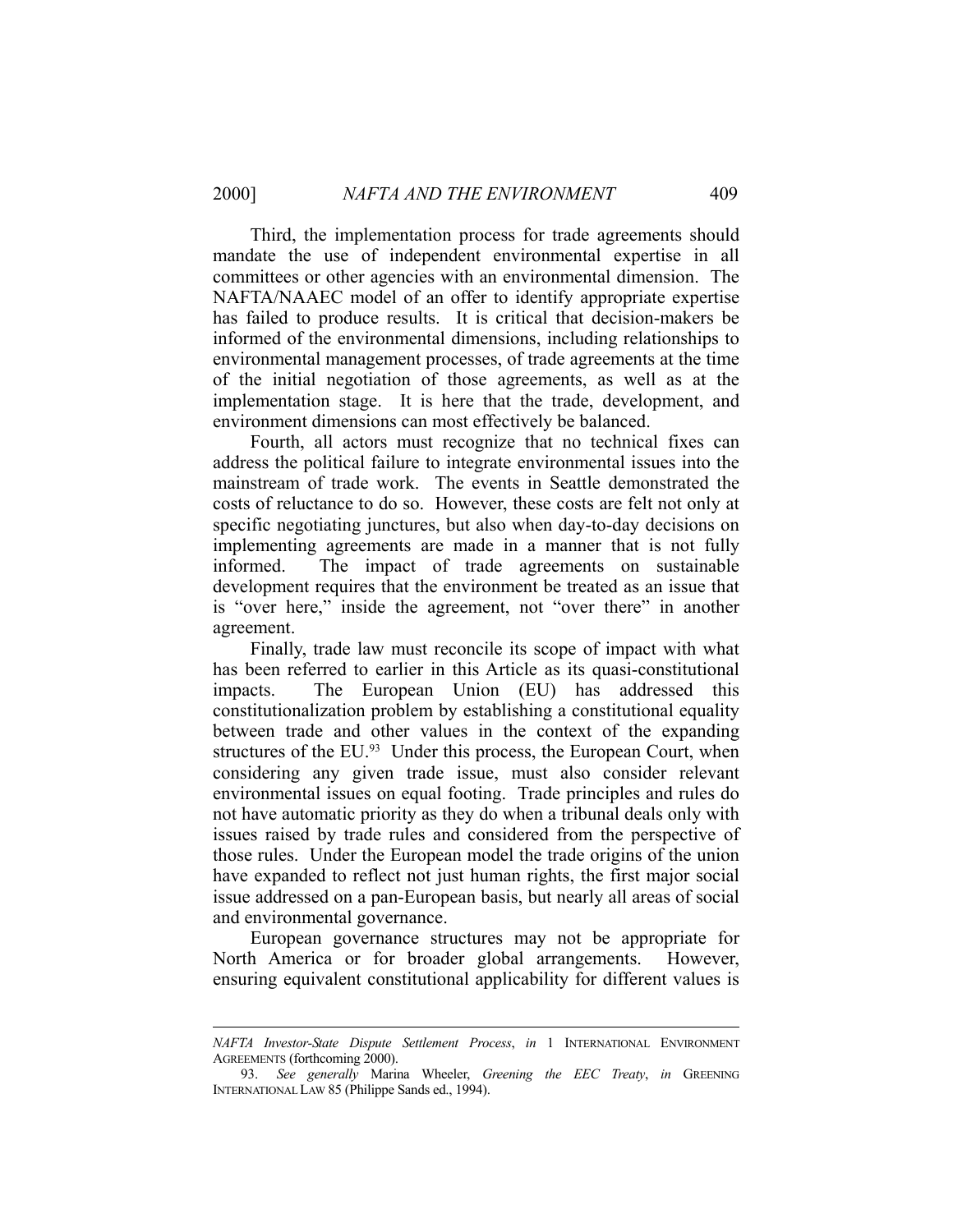Third, the implementation process for trade agreements should mandate the use of independent environmental expertise in all committees or other agencies with an environmental dimension. The NAFTA/NAAEC model of an offer to identify appropriate expertise has failed to produce results. It is critical that decision-makers be informed of the environmental dimensions, including relationships to environmental management processes, of trade agreements at the time of the initial negotiation of those agreements, as well as at the implementation stage. It is here that the trade, development, and environment dimensions can most effectively be balanced.

Fourth, all actors must recognize that no technical fixes can address the political failure to integrate environmental issues into the mainstream of trade work. The events in Seattle demonstrated the costs of reluctance to do so. However, these costs are felt not only at specific negotiating junctures, but also when day-to-day decisions on implementing agreements are made in a manner that is not fully informed. The impact of trade agreements on sustainable development requires that the environment be treated as an issue that is "over here," inside the agreement, not "over there" in another agreement.

Finally, trade law must reconcile its scope of impact with what has been referred to earlier in this Article as its quasi-constitutional impacts. The European Union (EU) has addressed this constitutionalization problem by establishing a constitutional equality between trade and other values in the context of the expanding structures of the EU.[93] Under this process, the European Court, when considering any given trade issue, must also consider relevant environmental issues on equal footing. Trade principles and rules do not have automatic priority as they do when a tribunal deals only with issues raised by trade rules and considered from the perspective of those rules. Under the European model the trade origins of the union have expanded to reflect not just human rights, the first major social issue addressed on a pan-European basis, but nearly all areas of social and environmental governance.

European governance structures may not be appropriate for North America or for broader global arrangements. However, ensuring equivalent constitutional applicability for different values is

---

*NAFTA Investor-State Dispute Settlement Process*, *in* 1 INTERNATIONAL ENVIRONMENT AGREEMENTS (forthcoming 2000).

93. *See generally* Marina Wheeler, *Greening the EEC Treaty*, *in* GREENING INTERNATIONAL LAW 85 (Philippe Sands ed., 1994).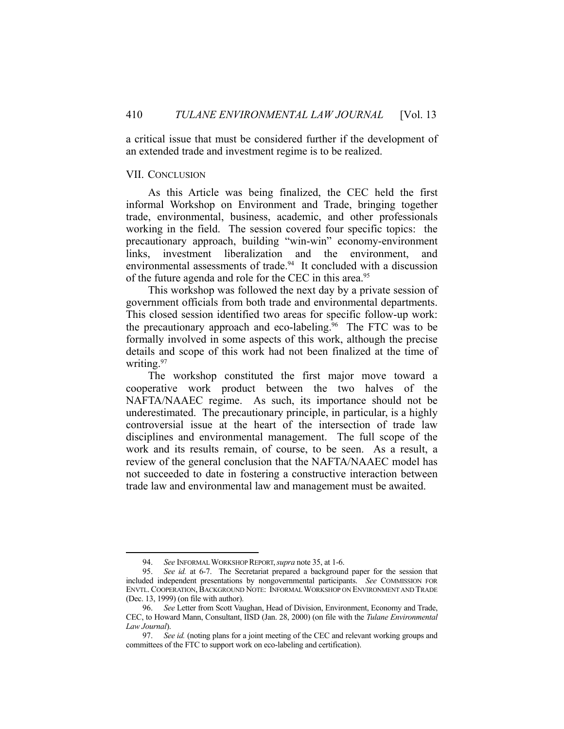a critical issue that must be considered further if the development of an extended trade and investment regime is to be realized.

## VII. CONCLUSION

As this Article was being finalized, the CEC held the first informal Workshop on Environment and Trade, bringing together trade, environmental, business, academic, and other professionals working in the field. The session covered four specific topics: the precautionary approach, building "win-win" economy-environment links, investment liberalization and the environment, and environmental assessments of trade.[94] It concluded with a discussion of the future agenda and role for the CEC in this area.[95]

This workshop was followed the next day by a private session of government officials from both trade and environmental departments. This closed session identified two areas for specific follow-up work: the precautionary approach and eco-labeling.[96] The FTC was to be formally involved in some aspects of this work, although the precise details and scope of this work had not been finalized at the time of writing.[97]

The workshop constituted the first major move toward a cooperative work product between the two halves of the NAFTA/NAAEC regime. As such, its importance should not be underestimated. The precautionary principle, in particular, is a highly controversial issue at the heart of the intersection of trade law disciplines and environmental management. The full scope of the work and its results remain, of course, to be seen. As a result, a review of the general conclusion that the NAFTA/NAAEC model has not succeeded to date in fostering a constructive interaction between trade law and environmental law and management must be awaited.

---

94. *See* INFORMAL WORKSHOP REPORT, *supra* note 35, at 1-6.

95. *See id.* at 6-7. The Secretariat prepared a background paper for the session that included independent presentations by nongovernmental participants. *See* COMMISSION FOR ENVTL. COOPERATION, BACKGROUND NOTE: INFORMAL WORKSHOP ON ENVIRONMENT AND TRADE (Dec. 13, 1999) (on file with author).

96. *See* Letter from Scott Vaughan, Head of Division, Environment, Economy and Trade, CEC, to Howard Mann, Consultant, IISD (Jan. 28, 2000) (on file with the *Tulane Environmental Law Journal*).

97. *See id.* (noting plans for a joint meeting of the CEC and relevant working groups and committees of the FTC to support work on eco-labeling and certification).